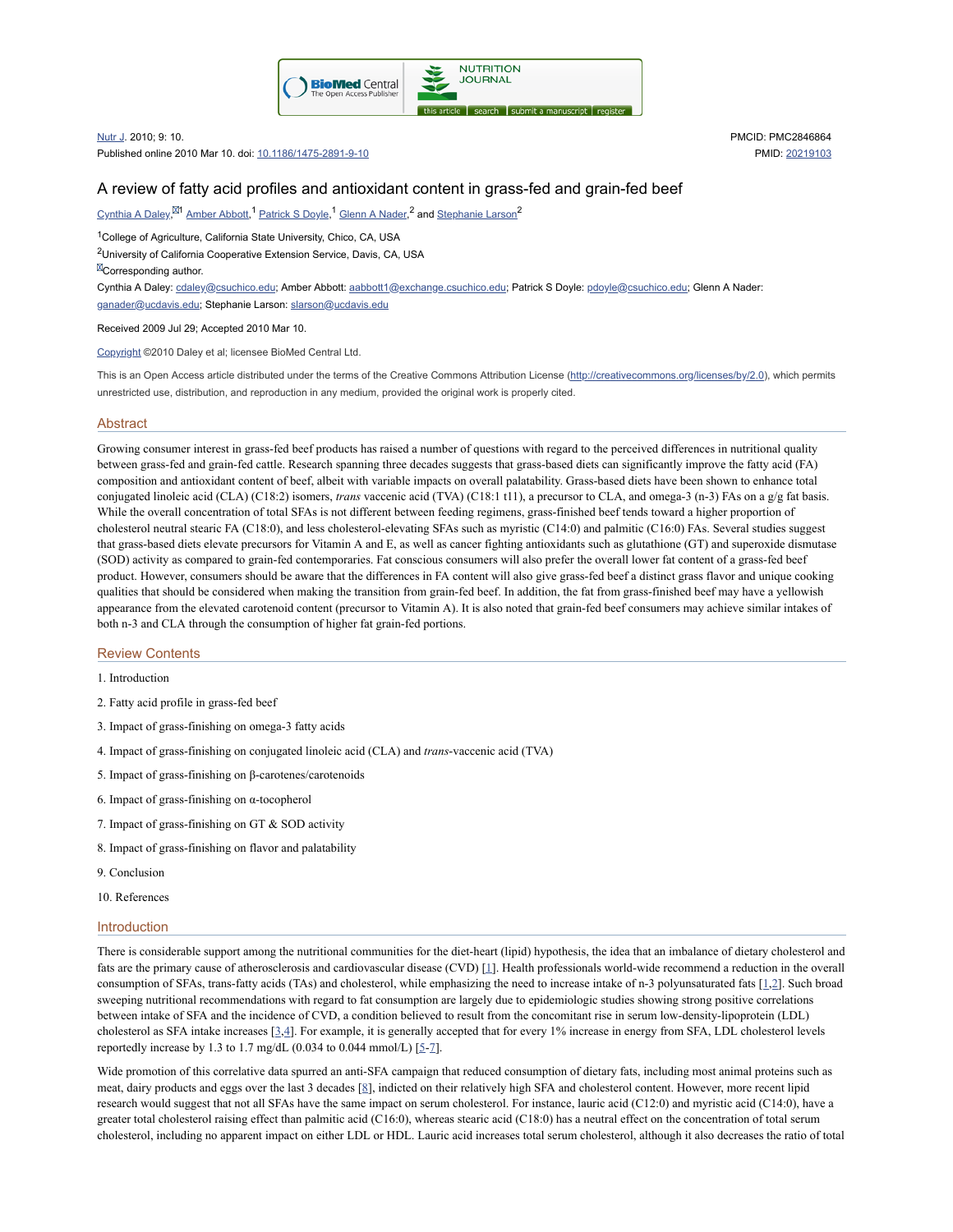Nutr J. 2010; 9: 10.
Published online 2010 Mar 10. doi: 10.1186/1475-2891-9-10

PMCID: PMC2846864
PMID: 20219103

# A review of fatty acid profiles and antioxidant content in grass-fed and grain-fed beef

Cynthia A Daley,[1] Amber Abbott,[1] Patrick S Doyle,[1] Glenn A Nader,[2] and Stephanie Larson[2]

[1]College of Agriculture, California State University, Chico, CA, USA

[2]University of California Cooperative Extension Service, Davis, CA, USA

Corresponding author.

Cynthia A Daley: cdaley@csuchico.edu; Amber Abbott: aabbott1@exchange.csuchico.edu; Patrick S Doyle: pdoyle@csuchico.edu; Glenn A Nader: ganader@ucdavis.edu; Stephanie Larson: slarson@ucdavis.edu

Received 2009 Jul 29; Accepted 2010 Mar 10.

Copyright ©2010 Daley et al; licensee BioMed Central Ltd.

This is an Open Access article distributed under the terms of the Creative Commons Attribution License (http://creativecommons.org/licenses/by/2.0), which permits unrestricted use, distribution, and reproduction in any medium, provided the original work is properly cited.

## Abstract

Growing consumer interest in grass-fed beef products has raised a number of questions with regard to the perceived differences in nutritional quality between grass-fed and grain-fed cattle. Research spanning three decades suggests that grass-based diets can significantly improve the fatty acid (FA) composition and antioxidant content of beef, albeit with variable impacts on overall palatability. Grass-based diets have been shown to enhance total conjugated linoleic acid (CLA) (C18:2) isomers, *trans* vaccenic acid (TVA) (C18:1 t11), a precursor to CLA, and omega-3 (n-3) FAs on a g/g fat basis. While the overall concentration of total SFAs is not different between feeding regimens, grass-finished beef tends toward a higher proportion of cholesterol neutral stearic FA (C18:0), and less cholesterol-elevating SFAs such as myristic (C14:0) and palmitic (C16:0) FAs. Several studies suggest that grass-based diets elevate precursors for Vitamin A and E, as well as cancer fighting antioxidants such as glutathione (GT) and superoxide dismutase (SOD) activity as compared to grain-fed contemporaries. Fat conscious consumers will also prefer the overall lower fat content of a grass-fed beef product. However, consumers should be aware that the differences in FA content will also give grass-fed beef a distinct grass flavor and unique cooking qualities that should be considered when making the transition from grain-fed beef. In addition, the fat from grass-finished beef may have a yellowish appearance from the elevated carotenoid content (precursor to Vitamin A). It is also noted that grain-fed beef consumers may achieve similar intakes of both n-3 and CLA through the consumption of higher fat grain-fed portions.

## Review Contents

1. Introduction
2. Fatty acid profile in grass-fed beef
3. Impact of grass-finishing on omega-3 fatty acids
4. Impact of grass-finishing on conjugated linoleic acid (CLA) and *trans*-vaccenic acid (TVA)
5. Impact of grass-finishing on β-carotenes/carotenoids
6. Impact of grass-finishing on α-tocopherol
7. Impact of grass-finishing on GT & SOD activity
8. Impact of grass-finishing on flavor and palatability
9. Conclusion
10. References

## Introduction

There is considerable support among the nutritional communities for the diet-heart (lipid) hypothesis, the idea that an imbalance of dietary cholesterol and fats are the primary cause of atherosclerosis and cardiovascular disease (CVD) [1]. Health professionals world-wide recommend a reduction in the overall consumption of SFAs, trans-fatty acids (TAs) and cholesterol, while emphasizing the need to increase intake of n-3 polyunsaturated fats [1,2]. Such broad sweeping nutritional recommendations with regard to fat consumption are largely due to epidemiologic studies showing strong positive correlations between intake of SFA and the incidence of CVD, a condition believed to result from the concomitant rise in serum low-density-lipoprotein (LDL) cholesterol as SFA intake increases [3,4]. For example, it is generally accepted that for every 1% increase in energy from SFA, LDL cholesterol levels reportedly increase by 1.3 to 1.7 mg/dL (0.034 to 0.044 mmol/L) [5-7].

Wide promotion of this correlative data spurred an anti-SFA campaign that reduced consumption of dietary fats, including most animal proteins such as meat, dairy products and eggs over the last 3 decades [8], indicted on their relatively high SFA and cholesterol content. However, more recent lipid research would suggest that not all SFAs have the same impact on serum cholesterol. For instance, lauric acid (C12:0) and myristic acid (C14:0), have a greater total cholesterol raising effect than palmitic acid (C16:0), whereas stearic acid (C18:0) has a neutral effect on the concentration of total serum cholesterol, including no apparent impact on either LDL or HDL. Lauric acid increases total serum cholesterol, although it also decreases the ratio of total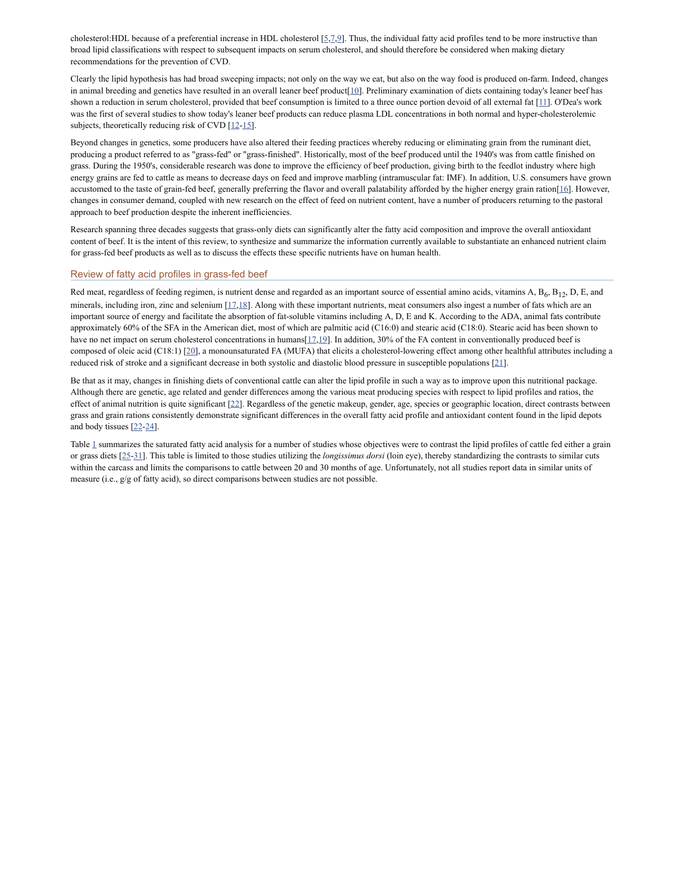cholesterol:HDL because of a preferential increase in HDL cholesterol [5,7,9]. Thus, the individual fatty acid profiles tend to be more instructive than broad lipid classifications with respect to subsequent impacts on serum cholesterol, and should therefore be considered when making dietary recommendations for the prevention of CVD.

Clearly the lipid hypothesis has had broad sweeping impacts; not only on the way we eat, but also on the way food is produced on-farm. Indeed, changes in animal breeding and genetics have resulted in an overall leaner beef product[10]. Preliminary examination of diets containing today's leaner beef has shown a reduction in serum cholesterol, provided that beef consumption is limited to a three ounce portion devoid of all external fat [11]. O'Dea's work was the first of several studies to show today's leaner beef products can reduce plasma LDL concentrations in both normal and hyper-cholesterolemic subjects, theoretically reducing risk of CVD [12-15].

Beyond changes in genetics, some producers have also altered their feeding practices whereby reducing or eliminating grain from the ruminant diet, producing a product referred to as "grass-fed" or "grass-finished". Historically, most of the beef produced until the 1940's was from cattle finished on grass. During the 1950's, considerable research was done to improve the efficiency of beef production, giving birth to the feedlot industry where high energy grains are fed to cattle as means to decrease days on feed and improve marbling (intramuscular fat: IMF). In addition, U.S. consumers have grown accustomed to the taste of grain-fed beef, generally preferring the flavor and overall palatability afforded by the higher energy grain ration[16]. However, changes in consumer demand, coupled with new research on the effect of feed on nutrient content, have a number of producers returning to the pastoral approach to beef production despite the inherent inefficiencies.

Research spanning three decades suggests that grass-only diets can significantly alter the fatty acid composition and improve the overall antioxidant content of beef. It is the intent of this review, to synthesize and summarize the information currently available to substantiate an enhanced nutrient claim for grass-fed beef products as well as to discuss the effects these specific nutrients have on human health.

## Review of fatty acid profiles in grass-fed beef

Red meat, regardless of feeding regimen, is nutrient dense and regarded as an important source of essential amino acids, vitamins A, $B_6$, $B_{12}$, D, E, and minerals, including iron, zinc and selenium [17,18]. Along with these important nutrients, meat consumers also ingest a number of fats which are an important source of energy and facilitate the absorption of fat-soluble vitamins including A, D, E and K. According to the ADA, animal fats contribute approximately 60% of the SFA in the American diet, most of which are palmitic acid (C16:0) and stearic acid (C18:0). Stearic acid has been shown to have no net impact on serum cholesterol concentrations in humans[17,19]. In addition, 30% of the FA content in conventionally produced beef is composed of oleic acid (C18:1) [20], a monounsaturated FA (MUFA) that elicits a cholesterol-lowering effect among other healthful attributes including a reduced risk of stroke and a significant decrease in both systolic and diastolic blood pressure in susceptible populations [21].

Be that as it may, changes in finishing diets of conventional cattle can alter the lipid profile in such a way as to improve upon this nutritional package. Although there are genetic, age related and gender differences among the various meat producing species with respect to lipid profiles and ratios, the effect of animal nutrition is quite significant [22]. Regardless of the genetic makeup, gender, age, species or geographic location, direct contrasts between grass and grain rations consistently demonstrate significant differences in the overall fatty acid profile and antioxidant content found in the lipid depots and body tissues [22-24].

Table 1 summarizes the saturated fatty acid analysis for a number of studies whose objectives were to contrast the lipid profiles of cattle fed either a grain or grass diets [25-31]. This table is limited to those studies utilizing the *longissimus dorsi* (loin eye), thereby standardizing the contrasts to similar cuts within the carcass and limits the comparisons to cattle between 20 and 30 months of age. Unfortunately, not all studies report data in similar units of measure (i.e., g/g of fatty acid), so direct comparisons between studies are not possible.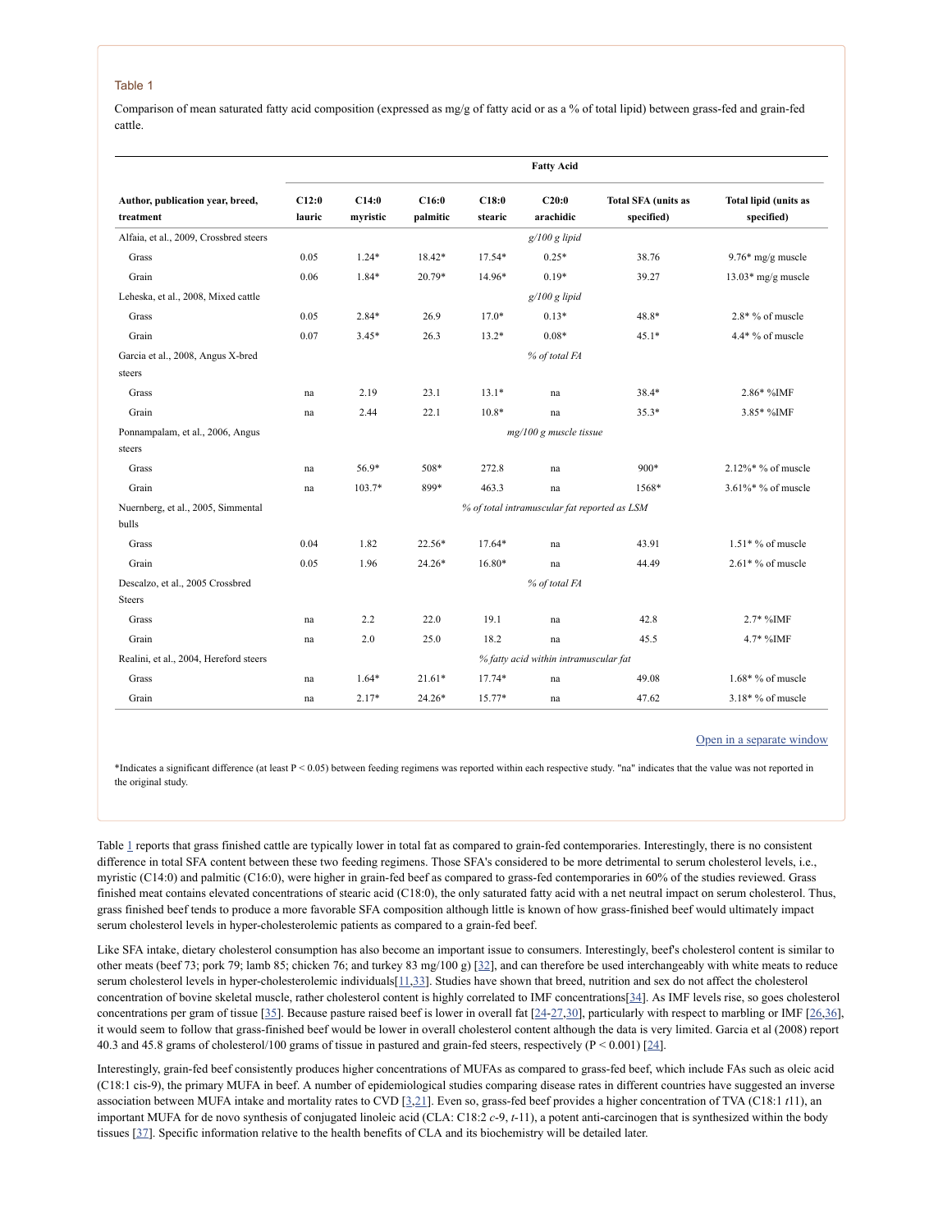Table 1

Comparison of mean saturated fatty acid composition (expressed as mg/g of fatty acid or as a % of total lipid) between grass-fed and grain-fed cattle.

| | Fatty Acid | | | | | | |
|---|---|---|---|---|---|---|---|
| Author, publication year, breed, treatment | C12:0 lauric | C14:0 myristic | C16:0 palmitic | C18:0 stearic | C20:0 arachidic | Total SFA (units as specified) | Total lipid (units as specified) |
| Alfaia, et al., 2009, Crossbred steers | | | | *g/100 g lipid* | | | |
| Grass | 0.05 | 1.24* | 18.42* | 17.54* | 0.25* | 38.76 | 9.76* mg/g muscle |
| Grain | 0.06 | 1.84* | 20.79* | 14.96* | 0.19* | 39.27 | 13.03* mg/g muscle |
| Leheska, et al., 2008, Mixed cattle | | | | *g/100 g lipid* | | | |
| Grass | 0.05 | 2.84* | 26.9 | 17.0* | 0.13* | 48.8* | 2.8* % of muscle |
| Grain | 0.07 | 3.45* | 26.3 | 13.2* | 0.08* | 45.1* | 4.4* % of muscle |
| Garcia et al., 2008, Angus X-bred steers | | | | *% of total FA* | | | |
| Grass | na | 2.19 | 23.1 | 13.1* | na | 38.4* | 2.86* %IMF |
| Grain | na | 2.44 | 22.1 | 10.8* | na | 35.3* | 3.85* %IMF |
| Ponnampalam, et al., 2006, Angus steers | | | | *mg/100 g muscle tissue* | | | |
| Grass | na | 56.9* | 508* | 272.8 | na | 900* | 2.12%* % of muscle |
| Grain | na | 103.7* | 899* | 463.3 | na | 1568* | 3.61%* % of muscle |
| Nuernberg, et al., 2005, Simmental bulls | | | | *% of total intramuscular fat reported as LSM* | | | |
| Grass | 0.04 | 1.82 | 22.56* | 17.64* | na | 43.91 | 1.51* % of muscle |
| Grain | 0.05 | 1.96 | 24.26* | 16.80* | na | 44.49 | 2.61* % of muscle |
| Descalzo, et al., 2005 Crossbred Steers | | | | *% of total FA* | | | |
| Grass | na | 2.2 | 22.0 | 19.1 | na | 42.8 | 2.7* %IMF |
| Grain | na | 2.0 | 25.0 | 18.2 | na | 45.5 | 4.7* %IMF |
| Realini, et al., 2004, Hereford steers | | | | *% fatty acid within intramuscular fat* | | | |
| Grass | na | 1.64* | 21.61* | 17.74* | na | 49.08 | 1.68* % of muscle |
| Grain | na | 2.17* | 24.26* | 15.77* | na | 47.62 | 3.18* % of muscle |

Open in a separate window

*Indicates a significant difference (at least $P < 0.05$) between feeding regimens was reported within each respective study. "na" indicates that the value was not reported in the original study.

Table 1 reports that grass finished cattle are typically lower in total fat as compared to grain-fed contemporaries. Interestingly, there is no consistent difference in total SFA content between these two feeding regimens. Those SFA's considered to be more detrimental to serum cholesterol levels, i.e., myristic (C14:0) and palmitic (C16:0), were higher in grain-fed beef as compared to grass-fed contemporaries in 60% of the studies reviewed. Grass finished meat contains elevated concentrations of stearic acid (C18:0), the only saturated fatty acid with a net neutral impact on serum cholesterol. Thus, grass finished beef tends to produce a more favorable SFA composition although little is known of how grass-finished beef would ultimately impact serum cholesterol levels in hyper-cholesterolemic patients as compared to a grain-fed beef.

Like SFA intake, dietary cholesterol consumption has also become an important issue to consumers. Interestingly, beef's cholesterol content is similar to other meats (beef 73; pork 79; lamb 85; chicken 76; and turkey 83 mg/100 g) [32], and can therefore be used interchangeably with white meats to reduce serum cholesterol levels in hyper-cholesterolemic individuals[11,33]. Studies have shown that breed, nutrition and sex do not affect the cholesterol concentration of bovine skeletal muscle, rather cholesterol content is highly correlated to IMF concentrations[34]. As IMF levels rise, so goes cholesterol concentrations per gram of tissue [35]. Because pasture raised beef is lower in overall fat [24-27,30], particularly with respect to marbling or IMF [26,36], it would seem to follow that grass-finished beef would be lower in overall cholesterol content although the data is very limited. Garcia et al (2008) report 40.3 and 45.8 grams of cholesterol/100 grams of tissue in pastured and grain-fed steers, respectively ($P < 0.001$) [24].

Interestingly, grain-fed beef consistently produces higher concentrations of MUFAs as compared to grass-fed beef, which include FAs such as oleic acid (C18:1 cis-9), the primary MUFA in beef. A number of epidemiological studies comparing disease rates in different countries have suggested an inverse association between MUFA intake and mortality rates to CVD [3,21]. Even so, grass-fed beef provides a higher concentration of TVA (C18:1 *t*11), an important MUFA for de novo synthesis of conjugated linoleic acid (CLA: C18:2 *c*-9, *t*-11), a potent anti-carcinogen that is synthesized within the body tissues [37]. Specific information relative to the health benefits of CLA and its biochemistry will be detailed later.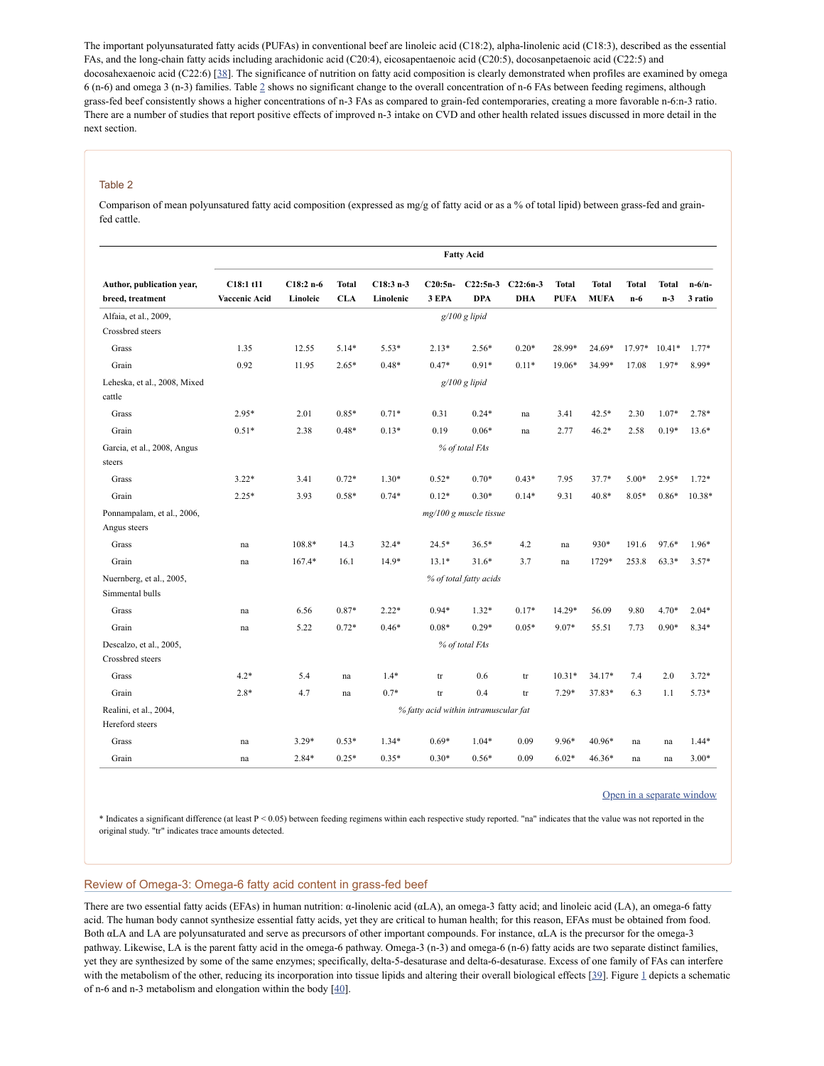The important polyunsaturated fatty acids (PUFAs) in conventional beef are linoleic acid (C18:2), alpha-linolenic acid (C18:3), described as the essential FAs, and the long-chain fatty acids including arachidonic acid (C20:4), eicosapentaenoic acid (C20:5), docosanpetaenoic acid (C22:5) and docosahexaenoic acid (C22:6) [38]. The significance of nutrition on fatty acid composition is clearly demonstrated when profiles are examined by omega 6 (n-6) and omega 3 (n-3) families. Table 2 shows no significant change to the overall concentration of n-6 FAs between feeding regimens, although grass-fed beef consistently shows a higher concentrations of n-3 FAs as compared to grain-fed contemporaries, creating a more favorable n-6:n-3 ratio. There are a number of studies that report positive effects of improved n-3 intake on CVD and other health related issues discussed in more detail in the next section.

Table 2

Comparison of mean polyunsatured fatty acid composition (expressed as mg/g of fatty acid or as a % of total lipid) between grass-fed and grain-fed cattle.

| Author, publication year, breed, treatment | Fatty Acid | | | | | | | | | | | |
|---|---|---|---|---|---|---|---|---|---|---|---|---|
| | C18:1 t11 Vaccenic Acid | C18:2 n-6 Linoleic | Total CLA | C18:3 n-3 Linolenic | C20:5n-3 EPA | C22:5n-3 DPA | C22:6n-3 DHA | Total PUFA | Total MUFA | Total n-6 | Total n-3 | n-6/n-3 ratio |
| Alfaia, et al., 2009, Crossbred steers | *g/100 g lipid* | | | | | | | | | | | |
| Grass | 1.35 | 12.55 | 5.14* | 5.53* | 2.13* | 2.56* | 0.20* | 28.99* | 24.69* | 17.97* | 10.41* | 1.77* |
| Grain | 0.92 | 11.95 | 2.65* | 0.48* | 0.47* | 0.91* | 0.11* | 19.06* | 34.99* | 17.08 | 1.97* | 8.99* |
| Leheska, et al., 2008, Mixed cattle | *g/100 g lipid* | | | | | | | | | | | |
| Grass | 2.95* | 2.01 | 0.85* | 0.71* | 0.31 | 0.24* | na | 3.41 | 42.5* | 2.30 | 1.07* | 2.78* |
| Grain | 0.51* | 2.38 | 0.48* | 0.13* | 0.19 | 0.06* | na | 2.77 | 46.2* | 2.58 | 0.19* | 13.6* |
| Garcia, et al., 2008, Angus steers | *% of total FAs* | | | | | | | | | | | |
| Grass | 3.22* | 3.41 | 0.72* | 1.30* | 0.52* | 0.70* | 0.43* | 7.95 | 37.7* | 5.00* | 2.95* | 1.72* |
| Grain | 2.25* | 3.93 | 0.58* | 0.74* | 0.12* | 0.30* | 0.14* | 9.31 | 40.8* | 8.05* | 0.86* | 10.38* |
| Ponnampalam, et al., 2006, Angus steers | *mg/100 g muscle tissue* | | | | | | | | | | | |
| Grass | na | 108.8* | 14.3 | 32.4* | 24.5* | 36.5* | 4.2 | na | 930* | 191.6 | 97.6* | 1.96* |
| Grain | na | 167.4* | 16.1 | 14.9* | 13.1* | 31.6* | 3.7 | na | 1729* | 253.8 | 63.3* | 3.57* |
| Nuernberg, et al., 2005, Simmental bulls | *% of total fatty acids* | | | | | | | | | | | |
| Grass | na | 6.56 | 0.87* | 2.22* | 0.94* | 1.32* | 0.17* | 14.29* | 56.09 | 9.80 | 4.70* | 2.04* |
| Grain | na | 5.22 | 0.72* | 0.46* | 0.08* | 0.29* | 0.05* | 9.07* | 55.51 | 7.73 | 0.90* | 8.34* |
| Descalzo, et al., 2005, Crossbred steers | *% of total FAs* | | | | | | | | | | | |
| Grass | 4.2* | 5.4 | na | 1.4* | tr | 0.6 | tr | 10.31* | 34.17* | 7.4 | 2.0 | 3.72* |
| Grain | 2.8* | 4.7 | na | 0.7* | tr | 0.4 | tr | 7.29* | 37.83* | 6.3 | 1.1 | 5.73* |
| Realini, et al., 2004, Hereford steers | *% fatty acid within intramuscular fat* | | | | | | | | | | | |
| Grass | na | 3.29* | 0.53* | 1.34* | 0.69* | 1.04* | 0.09 | 9.96* | 40.96* | na | na | 1.44* |
| Grain | na | 2.84* | 0.25* | 0.35* | 0.30* | 0.56* | 0.09 | 6.02* | 46.36* | na | na | 3.00* |

Open in a separate window

* Indicates a significant difference (at least $P < 0.05$) between feeding regimens within each respective study reported. "na" indicates that the value was not reported in the original study. "tr" indicates trace amounts detected.

## Review of Omega-3: Omega-6 fatty acid content in grass-fed beef

There are two essential fatty acids (EFAs) in human nutrition: α-linolenic acid (αLA), an omega-3 fatty acid; and linoleic acid (LA), an omega-6 fatty acid. The human body cannot synthesize essential fatty acids, yet they are critical to human health; for this reason, EFAs must be obtained from food. Both αLA and LA are polyunsaturated and serve as precursors of other important compounds. For instance, αLA is the precursor for the omega-3 pathway. Likewise, LA is the parent fatty acid in the omega-6 pathway. Omega-3 (n-3) and omega-6 (n-6) fatty acids are two separate distinct families, yet they are synthesized by some of the same enzymes; specifically, delta-5-desaturase and delta-6-desaturase. Excess of one family of FAs can interfere with the metabolism of the other, reducing its incorporation into tissue lipids and altering their overall biological effects [39]. Figure 1 depicts a schematic of n-6 and n-3 metabolism and elongation within the body [40].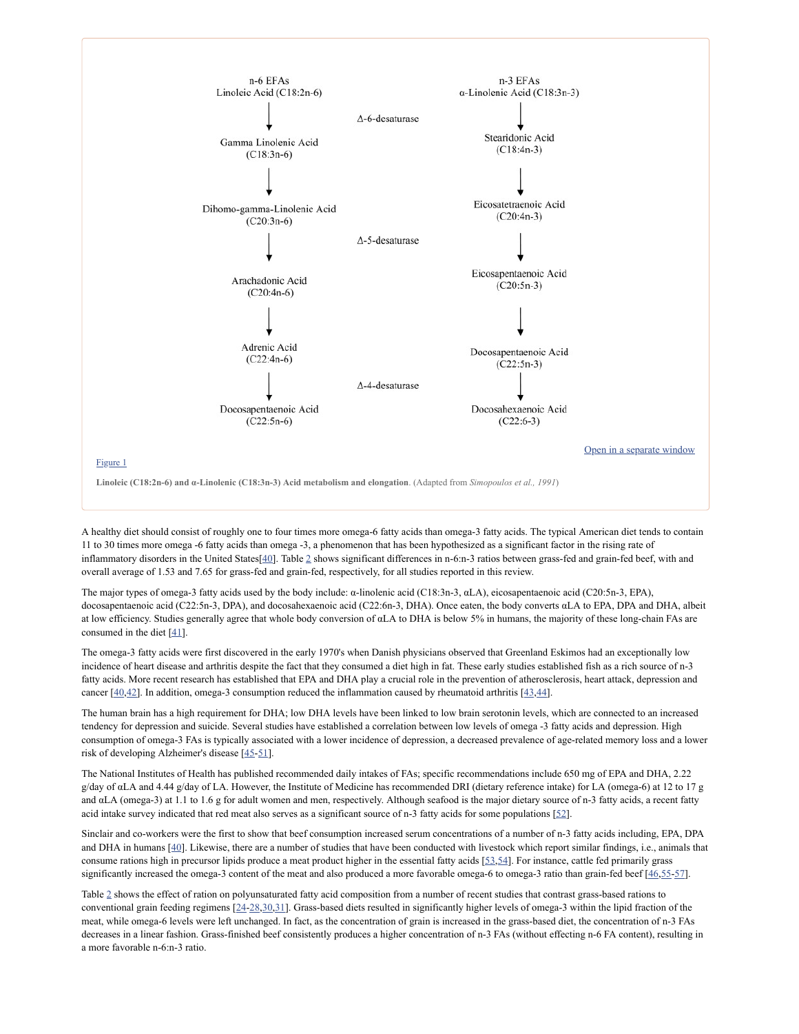| n-6 EFAs | | n-3 EFAs |
|---|---|---|
| Linoleic Acid (C18:2n-6) | | α-Linolenic Acid (C18:3n-3) |
| ↓ | Δ-6-desaturase | ↓ |
| Gamma Linolenic Acid (C18:3n-6) | | Stearidonic Acid (C18:4n-3) |
| ↓ | | ↓ |
| Dihomo-gamma-Linolenic Acid (C20:3n-6) | | Eicosatetraenoic Acid (C20:4n-3) |
| ↓ | Δ-5-desaturase | ↓ |
| Arachadonic Acid (C20:4n-6) | | Eicosapentaenoic Acid (C20:5n-3) |
| ↓ | | ↓ |
| Adrenic Acid (C22:4n-6) | | Docosapentaenoic Acid (C22:5n-3) |
| ↓ | Δ-4-desaturase | ↓ |
| Docosapentaenoic Acid (C22:5n-6) | | Docosahexaenoic Acid (C22:6-3) |

Figure 1

**Linoleic (C18:2n-6) and α-Linolenic (C18:3n-3) Acid metabolism and elongation**. (Adapted from *Simopoulos et al., 1991*)

A healthy diet should consist of roughly one to four times more omega-6 fatty acids than omega-3 fatty acids. The typical American diet tends to contain 11 to 30 times more omega -6 fatty acids than omega -3, a phenomenon that has been hypothesized as a significant factor in the rising rate of inflammatory disorders in the United States[40]. Table 2 shows significant differences in n-6:n-3 ratios between grass-fed and grain-fed beef, with and overall average of 1.53 and 7.65 for grass-fed and grain-fed, respectively, for all studies reported in this review.

The major types of omega-3 fatty acids used by the body include: α-linolenic acid (C18:3n-3, αLA), eicosapentaenoic acid (C20:5n-3, EPA), docosapentaenoic acid (C22:5n-3, DPA), and docosahexaenoic acid (C22:6n-3, DHA). Once eaten, the body converts αLA to EPA, DPA and DHA, albeit at low efficiency. Studies generally agree that whole body conversion of αLA to DHA is below 5% in humans, the majority of these long-chain FAs are consumed in the diet [41].

The omega-3 fatty acids were first discovered in the early 1970's when Danish physicians observed that Greenland Eskimos had an exceptionally low incidence of heart disease and arthritis despite the fact that they consumed a diet high in fat. These early studies established fish as a rich source of n-3 fatty acids. More recent research has established that EPA and DHA play a crucial role in the prevention of atherosclerosis, heart attack, depression and cancer [40,42]. In addition, omega-3 consumption reduced the inflammation caused by rheumatoid arthritis [43,44].

The human brain has a high requirement for DHA; low DHA levels have been linked to low brain serotonin levels, which are connected to an increased tendency for depression and suicide. Several studies have established a correlation between low levels of omega -3 fatty acids and depression. High consumption of omega-3 FAs is typically associated with a lower incidence of depression, a decreased prevalence of age-related memory loss and a lower risk of developing Alzheimer's disease [45-51].

The National Institutes of Health has published recommended daily intakes of FAs; specific recommendations include 650 mg of EPA and DHA, 2.22 g/day of αLA and 4.44 g/day of LA. However, the Institute of Medicine has recommended DRI (dietary reference intake) for LA (omega-6) at 12 to 17 g and αLA (omega-3) at 1.1 to 1.6 g for adult women and men, respectively. Although seafood is the major dietary source of n-3 fatty acids, a recent fatty acid intake survey indicated that red meat also serves as a significant source of n-3 fatty acids for some populations [52].

Sinclair and co-workers were the first to show that beef consumption increased serum concentrations of a number of n-3 fatty acids including, EPA, DPA and DHA in humans [40]. Likewise, there are a number of studies that have been conducted with livestock which report similar findings, i.e., animals that consume rations high in precursor lipids produce a meat product higher in the essential fatty acids [53,54]. For instance, cattle fed primarily grass significantly increased the omega-3 content of the meat and also produced a more favorable omega-6 to omega-3 ratio than grain-fed beef [46,55-57].

Table 2 shows the effect of ration on polyunsaturated fatty acid composition from a number of recent studies that contrast grass-based rations to conventional grain feeding regimens [24-28,30,31]. Grass-based diets resulted in significantly higher levels of omega-3 within the lipid fraction of the meat, while omega-6 levels were left unchanged. In fact, as the concentration of grain is increased in the grass-based diet, the concentration of n-3 FAs decreases in a linear fashion. Grass-finished beef consistently produces a higher concentration of n-3 FAs (without effecting n-6 FA content), resulting in a more favorable n-6:n-3 ratio.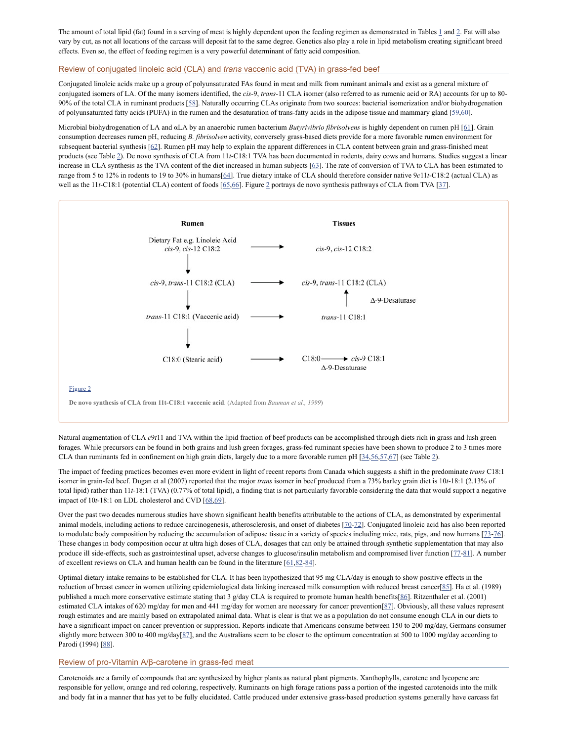The amount of total lipid (fat) found in a serving of meat is highly dependent upon the feeding regimen as demonstrated in Tables 1 and 2. Fat will also vary by cut, as not all locations of the carcass will deposit fat to the same degree. Genetics also play a role in lipid metabolism creating significant breed effects. Even so, the effect of feeding regimen is a very powerful determinant of fatty acid composition.

## Review of conjugated linoleic acid (CLA) and *trans* vaccenic acid (TVA) in grass-fed beef

Conjugated linoleic acids make up a group of polyunsaturated FAs found in meat and milk from ruminant animals and exist as a general mixture of conjugated isomers of LA. Of the many isomers identified, the *cis*-9, *trans*-11 CLA isomer (also referred to as rumenic acid or RA) accounts for up to 80-90% of the total CLA in ruminant products [58]. Naturally occurring CLAs originate from two sources: bacterial isomerization and/or biohydrogenation of polyunsaturated fatty acids (PUFA) in the rumen and the desaturation of trans-fatty acids in the adipose tissue and mammary gland [59,60].

Microbial biohydrogenation of LA and αLA by an anaerobic rumen bacterium *Butyrivibrio fibrisolvens* is highly dependent on rumen pH [61]. Grain consumption decreases rumen pH, reducing *B. fibrisolven* activity, conversely grass-based diets provide for a more favorable rumen environment for subsequent bacterial synthesis [62]. Rumen pH may help to explain the apparent differences in CLA content between grain and grass-finished meat products (see Table 2). De novo synthesis of CLA from 11*t*-C18:1 TVA has been documented in rodents, dairy cows and humans. Studies suggest a linear increase in CLA synthesis as the TVA content of the diet increased in human subjects [63]. The rate of conversion of TVA to CLA has been estimated to range from 5 to 12% in rodents to 19 to 30% in humans[64]. True dietary intake of CLA should therefore consider native 9*c*11*t*-C18:2 (actual CLA) as well as the 11*t*-C18:1 (potential CLA) content of foods [65,66]. Figure 2 portrays de novo synthesis pathways of CLA from TVA [37].

| Rumen | | Tissues |
|---|---|---|
| Dietary Fat e.g. Linoleic Acid *cis*-9, *cis*-12 C18:2 | → | *cis*-9, *cis*-12 C18:2 |
| ↓ | | |
| *cis*-9, *trans*-11 C18:2 (CLA) | → | *cis*-9, *trans*-11 C18:2 (CLA) |
| ↓ | | ↑ Δ-9-Desaturase |
| *trans*-11 C18:1 (Vaccenic acid) | → | *trans*-11 C18:1 |
| ↓ | | |
| C18:0 (Stearic acid) | → | C18:0 → *cis*-9 C18:1 (Δ-9-Desaturase) |

Figure 2

**De novo synthesis of CLA from 11t-C18:1 vaccenic acid**. (Adapted from *Bauman et al., 1999*)

Natural augmentation of CLA *c*9*t*11 and TVA within the lipid fraction of beef products can be accomplished through diets rich in grass and lush green forages. While precursors can be found in both grains and lush green forages, grass-fed ruminant species have been shown to produce 2 to 3 times more CLA than ruminants fed in confinement on high grain diets, largely due to a more favorable rumen pH [34,56,57,67] (see Table 2).

The impact of feeding practices becomes even more evident in light of recent reports from Canada which suggests a shift in the predominate *trans* C18:1 isomer in grain-fed beef. Dugan et al (2007) reported that the major *trans* isomer in beef produced from a 73% barley grain diet is 10*t*-18:1 (2.13% of total lipid) rather than 11*t*-18:1 (TVA) (0.77% of total lipid), a finding that is not particularly favorable considering the data that would support a negative impact of 10*t*-18:1 on LDL cholesterol and CVD [68,69].

Over the past two decades numerous studies have shown significant health benefits attributable to the actions of CLA, as demonstrated by experimental animal models, including actions to reduce carcinogenesis, atherosclerosis, and onset of diabetes [70-72]. Conjugated linoleic acid has also been reported to modulate body composition by reducing the accumulation of adipose tissue in a variety of species including mice, rats, pigs, and now humans [73-76]. These changes in body composition occur at ultra high doses of CLA, dosages that can only be attained through synthetic supplementation that may also produce ill side-effects, such as gastrointestinal upset, adverse changes to glucose/insulin metabolism and compromised liver function [77-81]. A number of excellent reviews on CLA and human health can be found in the literature [61,82-84].

Optimal dietary intake remains to be established for CLA. It has been hypothesized that 95 mg CLA/day is enough to show positive effects in the reduction of breast cancer in women utilizing epidemiological data linking increased milk consumption with reduced breast cancer[85]. Ha et al. (1989) published a much more conservative estimate stating that 3 g/day CLA is required to promote human health benefits[86]. Ritzenthaler et al. (2001) estimated CLA intakes of 620 mg/day for men and 441 mg/day for women are necessary for cancer prevention[87]. Obviously, all these values represent rough estimates and are mainly based on extrapolated animal data. What is clear is that we as a population do not consume enough CLA in our diets to have a significant impact on cancer prevention or suppression. Reports indicate that Americans consume between 150 to 200 mg/day, Germans consumer slightly more between 300 to 400 mg/day[87], and the Australians seem to be closer to the optimum concentration at 500 to 1000 mg/day according to Parodi (1994) [88].

## Review of pro-Vitamin A/β-carotene in grass-fed meat

Carotenoids are a family of compounds that are synthesized by higher plants as natural plant pigments. Xanthophylls, carotene and lycopene are responsible for yellow, orange and red coloring, respectively. Ruminants on high forage rations pass a portion of the ingested carotenoids into the milk and body fat in a manner that has yet to be fully elucidated. Cattle produced under extensive grass-based production systems generally have carcass fat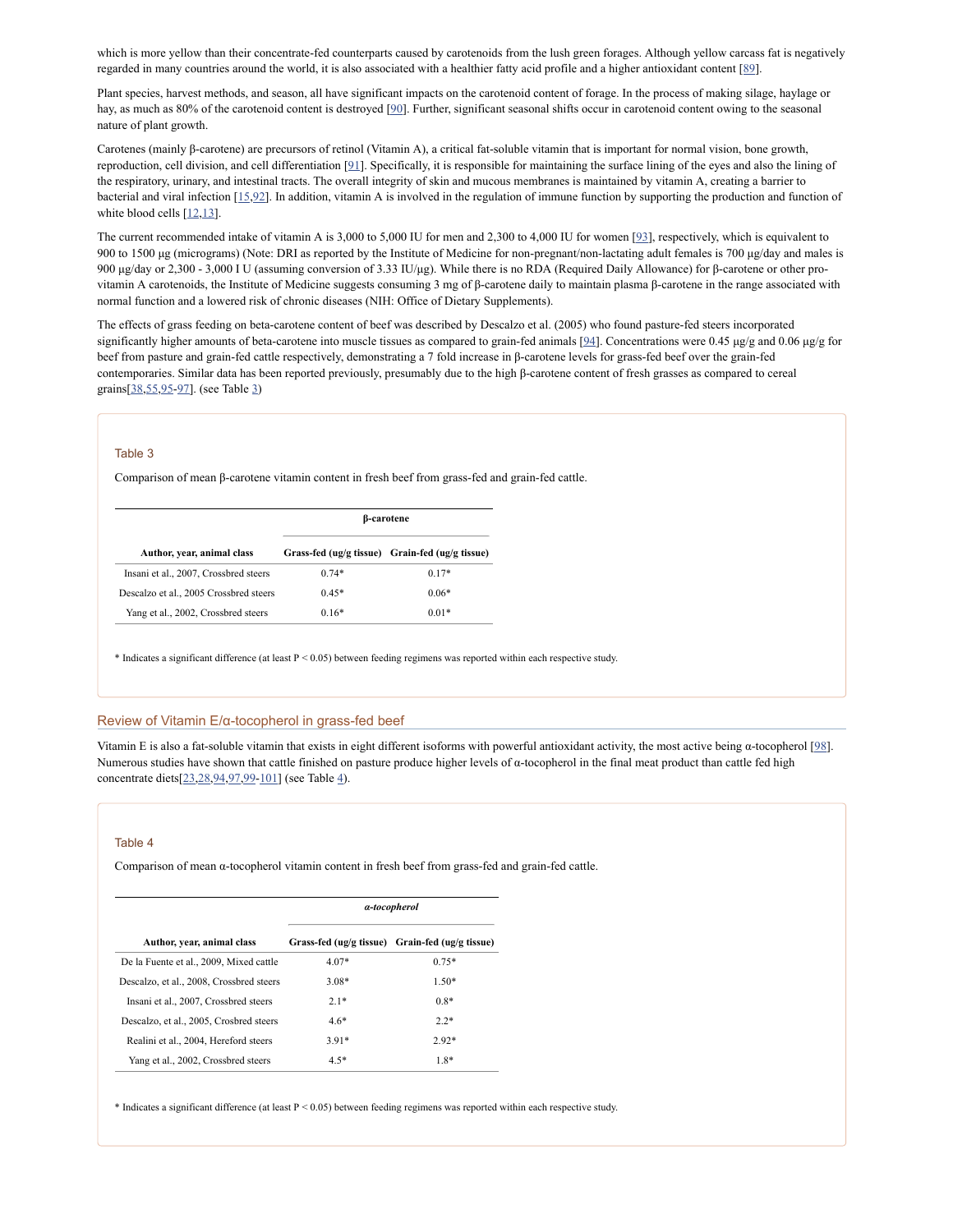which is more yellow than their concentrate-fed counterparts caused by carotenoids from the lush green forages. Although yellow carcass fat is negatively regarded in many countries around the world, it is also associated with a healthier fatty acid profile and a higher antioxidant content [89].

Plant species, harvest methods, and season, all have significant impacts on the carotenoid content of forage. In the process of making silage, haylage or hay, as much as 80% of the carotenoid content is destroyed [90]. Further, significant seasonal shifts occur in carotenoid content owing to the seasonal nature of plant growth.

Carotenes (mainly β-carotene) are precursors of retinol (Vitamin A), a critical fat-soluble vitamin that is important for normal vision, bone growth, reproduction, cell division, and cell differentiation [91]. Specifically, it is responsible for maintaining the surface lining of the eyes and also the lining of the respiratory, urinary, and intestinal tracts. The overall integrity of skin and mucous membranes is maintained by vitamin A, creating a barrier to bacterial and viral infection [15,92]. In addition, vitamin A is involved in the regulation of immune function by supporting the production and function of white blood cells [12,13].

The current recommended intake of vitamin A is 3,000 to 5,000 IU for men and 2,300 to 4,000 IU for women [93], respectively, which is equivalent to 900 to 1500 μg (micrograms) (Note: DRI as reported by the Institute of Medicine for non-pregnant/non-lactating adult females is 700 μg/day and males is 900 μg/day or 2,300 - 3,000 I U (assuming conversion of 3.33 IU/μg). While there is no RDA (Required Daily Allowance) for β-carotene or other pro-vitamin A carotenoids, the Institute of Medicine suggests consuming 3 mg of β-carotene daily to maintain plasma β-carotene in the range associated with normal function and a lowered risk of chronic diseases (NIH: Office of Dietary Supplements).

The effects of grass feeding on beta-carotene content of beef was described by Descalzo et al. (2005) who found pasture-fed steers incorporated significantly higher amounts of beta-carotene into muscle tissues as compared to grain-fed animals [94]. Concentrations were 0.45 μg/g and 0.06 μg/g for beef from pasture and grain-fed cattle respectively, demonstrating a 7 fold increase in β-carotene levels for grass-fed beef over the grain-fed contemporaries. Similar data has been reported previously, presumably due to the high β-carotene content of fresh grasses as compared to cereal grains[38,55,95-97]. (see Table 3)

Table 3

Comparison of mean β-carotene vitamin content in fresh beef from grass-fed and grain-fed cattle.

| | **β-carotene** | |
|---|---|---|
| **Author, year, animal class** | **Grass-fed (ug/g tissue)** | **Grain-fed (ug/g tissue)** |
| Insani et al., 2007, Crossbred steers | 0.74* | 0.17* |
| Descalzo et al., 2005 Crossbred steers | 0.45* | 0.06* |
| Yang et al., 2002, Crossbred steers | 0.16* | 0.01* |

* Indicates a significant difference (at least $P < 0.05$) between feeding regimens was reported within each respective study.

## Review of Vitamin E/α-tocopherol in grass-fed beef

Vitamin E is also a fat-soluble vitamin that exists in eight different isoforms with powerful antioxidant activity, the most active being α-tocopherol [98]. Numerous studies have shown that cattle finished on pasture produce higher levels of α-tocopherol in the final meat product than cattle fed high concentrate diets[23,28,94,97,99-101] (see Table 4).

Table 4

Comparison of mean α-tocopherol vitamin content in fresh beef from grass-fed and grain-fed cattle.

| | ***α-tocopherol*** | |
|---|---|---|
| **Author, year, animal class** | **Grass-fed (ug/g tissue)** | **Grain-fed (ug/g tissue)** |
| De la Fuente et al., 2009, Mixed cattle | 4.07* | 0.75* |
| Descalzo, et al., 2008, Crossbred steers | 3.08* | 1.50* |
| Insani et al., 2007, Crossbred steers | 2.1* | 0.8* |
| Descalzo, et al., 2005, Crosbred steers | 4.6* | 2.2* |
| Realini et al., 2004, Hereford steers | 3.91* | 2.92* |
| Yang et al., 2002, Crossbred steers | 4.5* | 1.8* |

* Indicates a significant difference (at least $P < 0.05$) between feeding regimens was reported within each respective study.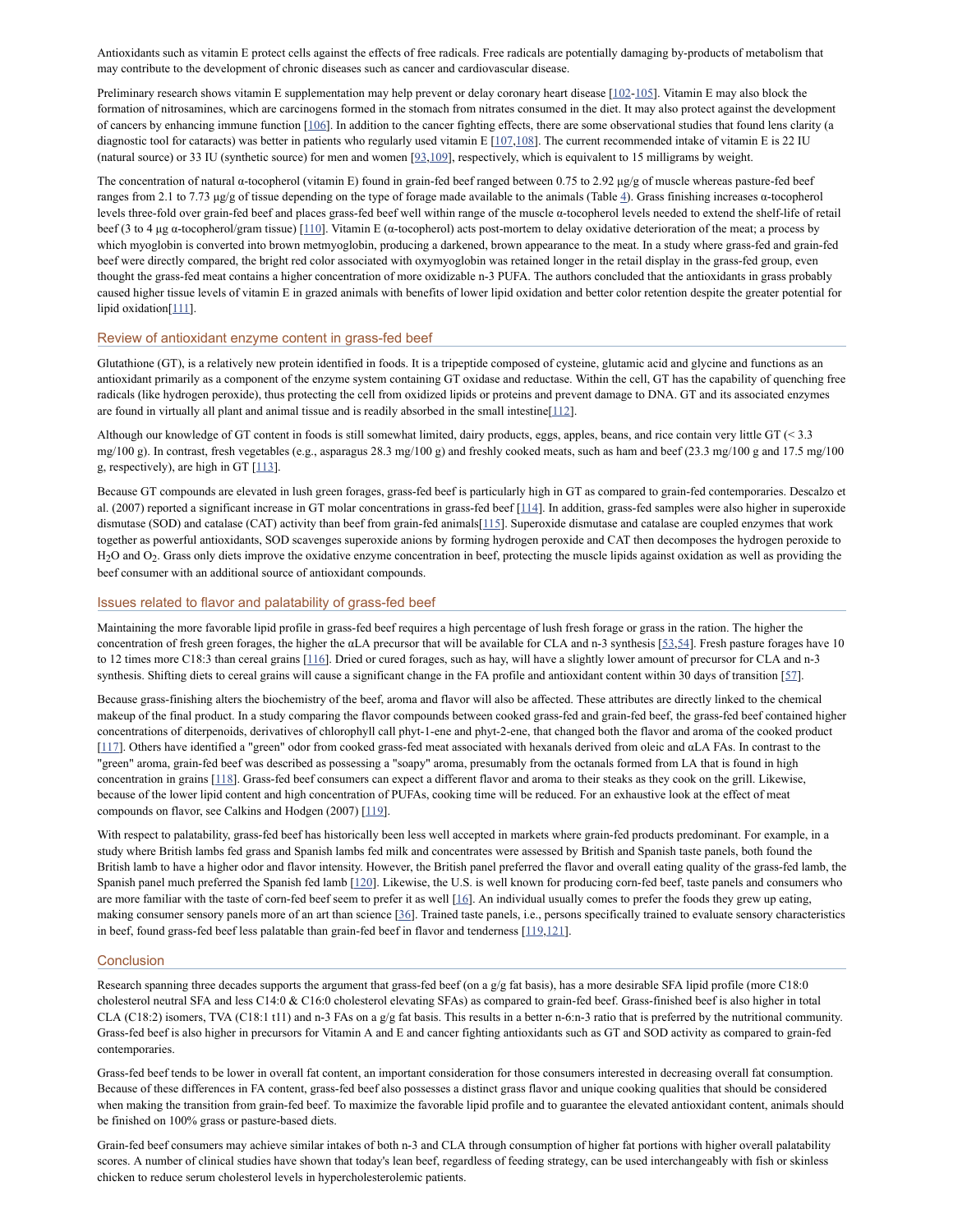Antioxidants such as vitamin E protect cells against the effects of free radicals. Free radicals are potentially damaging by-products of metabolism that may contribute to the development of chronic diseases such as cancer and cardiovascular disease.

Preliminary research shows vitamin E supplementation may help prevent or delay coronary heart disease [102-105]. Vitamin E may also block the formation of nitrosamines, which are carcinogens formed in the stomach from nitrates consumed in the diet. It may also protect against the development of cancers by enhancing immune function [106]. In addition to the cancer fighting effects, there are some observational studies that found lens clarity (a diagnostic tool for cataracts) was better in patients who regularly used vitamin E [107,108]. The current recommended intake of vitamin E is 22 IU (natural source) or 33 IU (synthetic source) for men and women [93,109], respectively, which is equivalent to 15 milligrams by weight.

The concentration of natural α-tocopherol (vitamin E) found in grain-fed beef ranged between 0.75 to 2.92 μg/g of muscle whereas pasture-fed beef ranges from 2.1 to 7.73 μg/g of tissue depending on the type of forage made available to the animals (Table 4). Grass finishing increases α-tocopherol levels three-fold over grain-fed beef and places grass-fed beef well within range of the muscle α-tocopherol levels needed to extend the shelf-life of retail beef (3 to 4 μg α-tocopherol/gram tissue) [110]. Vitamin E (α-tocopherol) acts post-mortem to delay oxidative deterioration of the meat; a process by which myoglobin is converted into brown metmyoglobin, producing a darkened, brown appearance to the meat. In a study where grass-fed and grain-fed beef were directly compared, the bright red color associated with oxymyoglobin was retained longer in the retail display in the grass-fed group, even thought the grass-fed meat contains a higher concentration of more oxidizable n-3 PUFA. The authors concluded that the antioxidants in grass probably caused higher tissue levels of vitamin E in grazed animals with benefits of lower lipid oxidation and better color retention despite the greater potential for lipid oxidation[111].

## Review of antioxidant enzyme content in grass-fed beef

Glutathione (GT), is a relatively new protein identified in foods. It is a tripeptide composed of cysteine, glutamic acid and glycine and functions as an antioxidant primarily as a component of the enzyme system containing GT oxidase and reductase. Within the cell, GT has the capability of quenching free radicals (like hydrogen peroxide), thus protecting the cell from oxidized lipids or proteins and prevent damage to DNA. GT and its associated enzymes are found in virtually all plant and animal tissue and is readily absorbed in the small intestine[112].

Although our knowledge of GT content in foods is still somewhat limited, dairy products, eggs, apples, beans, and rice contain very little GT (< 3.3 mg/100 g). In contrast, fresh vegetables (e.g., asparagus 28.3 mg/100 g) and freshly cooked meats, such as ham and beef (23.3 mg/100 g and 17.5 mg/100 g, respectively), are high in GT [113].

Because GT compounds are elevated in lush green forages, grass-fed beef is particularly high in GT as compared to grain-fed contemporaries. Descalzo et al. (2007) reported a significant increase in GT molar concentrations in grass-fed beef [114]. In addition, grass-fed samples were also higher in superoxide dismutase (SOD) and catalase (CAT) activity than beef from grain-fed animals[115]. Superoxide dismutase and catalase are coupled enzymes that work together as powerful antioxidants, SOD scavenges superoxide anions by forming hydrogen peroxide and CAT then decomposes the hydrogen peroxide to $H_2O$ and $O_2$. Grass only diets improve the oxidative enzyme concentration in beef, protecting the muscle lipids against oxidation as well as providing the beef consumer with an additional source of antioxidant compounds.

## Issues related to flavor and palatability of grass-fed beef

Maintaining the more favorable lipid profile in grass-fed beef requires a high percentage of lush fresh forage or grass in the ration. The higher the concentration of fresh green forages, the higher the αLA precursor that will be available for CLA and n-3 synthesis [53,54]. Fresh pasture forages have 10 to 12 times more C18:3 than cereal grains [116]. Dried or cured forages, such as hay, will have a slightly lower amount of precursor for CLA and n-3 synthesis. Shifting diets to cereal grains will cause a significant change in the FA profile and antioxidant content within 30 days of transition [57].

Because grass-finishing alters the biochemistry of the beef, aroma and flavor will also be affected. These attributes are directly linked to the chemical makeup of the final product. In a study comparing the flavor compounds between cooked grass-fed and grain-fed beef, the grass-fed beef contained higher concentrations of diterpenoids, derivatives of chlorophyll call phyt-1-ene and phyt-2-ene, that changed both the flavor and aroma of the cooked product [117]. Others have identified a "green" odor from cooked grass-fed meat associated with hexanals derived from oleic and αLA FAs. In contrast to the "green" aroma, grain-fed beef was described as possessing a "soapy" aroma, presumably from the octanals formed from LA that is found in high concentration in grains [118]. Grass-fed beef consumers can expect a different flavor and aroma to their steaks as they cook on the grill. Likewise, because of the lower lipid content and high concentration of PUFAs, cooking time will be reduced. For an exhaustive look at the effect of meat compounds on flavor, see Calkins and Hodgen (2007) [119].

With respect to palatability, grass-fed beef has historically been less well accepted in markets where grain-fed products predominant. For example, in a study where British lambs fed grass and Spanish lambs fed milk and concentrates were assessed by British and Spanish taste panels, both found the British lamb to have a higher odor and flavor intensity. However, the British panel preferred the flavor and overall eating quality of the grass-fed lamb, the Spanish panel much preferred the Spanish fed lamb [120]. Likewise, the U.S. is well known for producing corn-fed beef, taste panels and consumers who are more familiar with the taste of corn-fed beef seem to prefer it as well [16]. An individual usually comes to prefer the foods they grew up eating, making consumer sensory panels more of an art than science [36]. Trained taste panels, i.e., persons specifically trained to evaluate sensory characteristics in beef, found grass-fed beef less palatable than grain-fed beef in flavor and tenderness [119,121].

## Conclusion

Research spanning three decades supports the argument that grass-fed beef (on a g/g fat basis), has a more desirable SFA lipid profile (more C18:0 cholesterol neutral SFA and less C14:0 & C16:0 cholesterol elevating SFAs) as compared to grain-fed beef. Grass-finished beef is also higher in total CLA (C18:2) isomers, TVA (C18:1 t11) and n-3 FAs on a g/g fat basis. This results in a better n-6:n-3 ratio that is preferred by the nutritional community. Grass-fed beef is also higher in precursors for Vitamin A and E and cancer fighting antioxidants such as GT and SOD activity as compared to grain-fed contemporaries.

Grass-fed beef tends to be lower in overall fat content, an important consideration for those consumers interested in decreasing overall fat consumption. Because of these differences in FA content, grass-fed beef also possesses a distinct grass flavor and unique cooking qualities that should be considered when making the transition from grain-fed beef. To maximize the favorable lipid profile and to guarantee the elevated antioxidant content, animals should be finished on 100% grass or pasture-based diets.

Grain-fed beef consumers may achieve similar intakes of both n-3 and CLA through consumption of higher fat portions with higher overall palatability scores. A number of clinical studies have shown that today's lean beef, regardless of feeding strategy, can be used interchangeably with fish or skinless chicken to reduce serum cholesterol levels in hypercholesterolemic patients.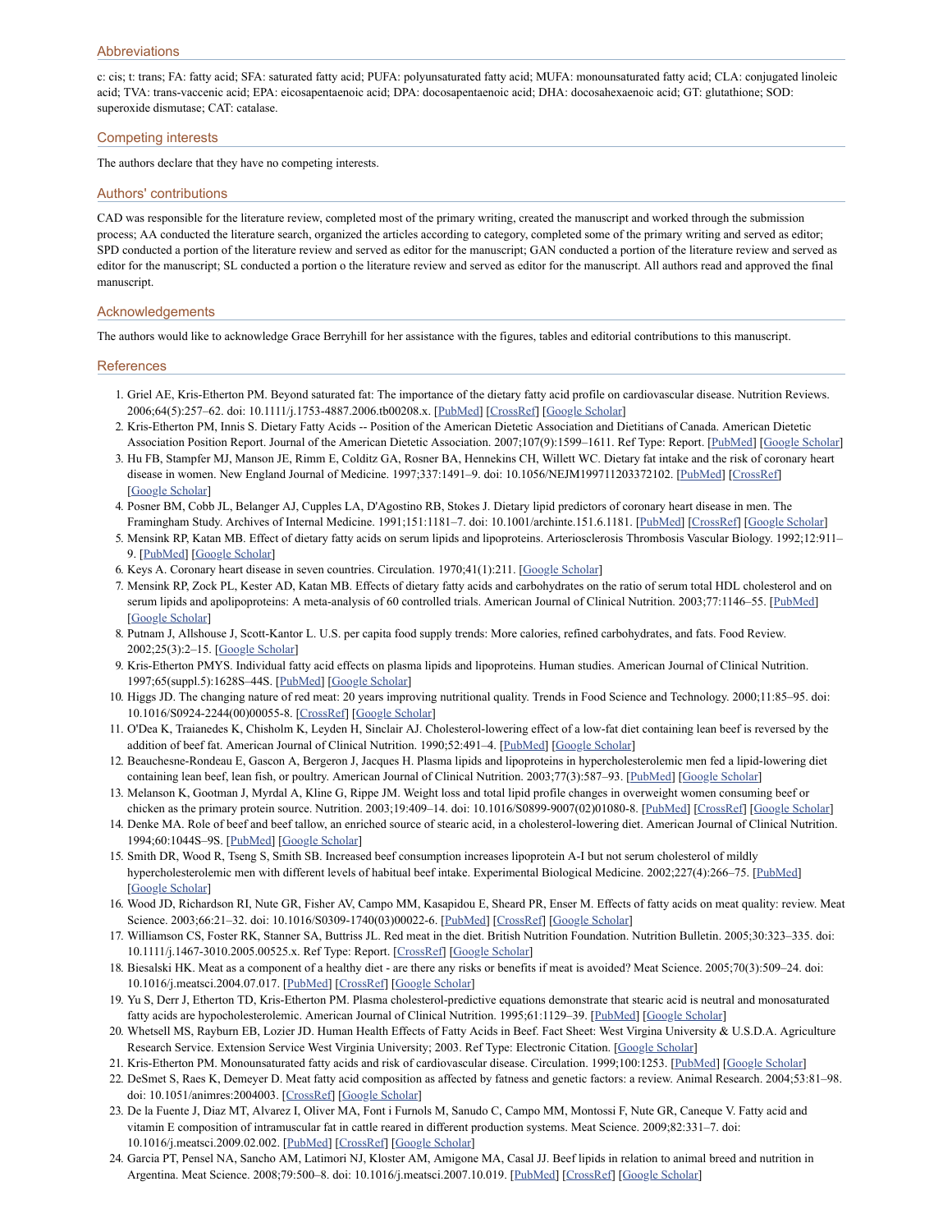## Abbreviations

c: cis; t: trans; FA: fatty acid; SFA: saturated fatty acid; PUFA: polyunsaturated fatty acid; MUFA: monounsaturated fatty acid; CLA: conjugated linoleic acid; TVA: trans-vaccenic acid; EPA: eicosapentaenoic acid; DPA: docosapentaenoic acid; DHA: docosahexaenoic acid; GT: glutathione; SOD: superoxide dismutase; CAT: catalase.

## Competing interests

The authors declare that they have no competing interests.

## Authors' contributions

CAD was responsible for the literature review, completed most of the primary writing, created the manuscript and worked through the submission process; AA conducted the literature search, organized the articles according to category, completed some of the primary writing and served as editor; SPD conducted a portion of the literature review and served as editor for the manuscript; GAN conducted a portion of the literature review and served as editor for the manuscript; SL conducted a portion o the literature review and served as editor for the manuscript. All authors read and approved the final manuscript.

## Acknowledgements

The authors would like to acknowledge Grace Berryhill for her assistance with the figures, tables and editorial contributions to this manuscript.

## References

1. Griel AE, Kris-Etherton PM. Beyond saturated fat: The importance of the dietary fatty acid profile on cardiovascular disease. Nutrition Reviews. 2006;64(5):257–62. doi: 10.1111/j.1753-4887.2006.tb00208.x. [PubMed] [CrossRef] [Google Scholar]
2. Kris-Etherton PM, Innis S. Dietary Fatty Acids -- Position of the American Dietetic Association and Dietitians of Canada. American Dietetic Association Position Report. Journal of the American Dietetic Association. 2007;107(9):1599–1611. Ref Type: Report. [PubMed] [Google Scholar]
3. Hu FB, Stampfer MJ, Manson JE, Rimm E, Colditz GA, Rosner BA, Hennekins CH, Willett WC. Dietary fat intake and the risk of coronary heart disease in women. New England Journal of Medicine. 1997;337:1491–9. doi: 10.1056/NEJM199711203372102. [PubMed] [CrossRef] [Google Scholar]
4. Posner BM, Cobb JL, Belanger AJ, Cupples LA, D'Agostino RB, Stokes J. Dietary lipid predictors of coronary heart disease in men. The Framingham Study. Archives of Internal Medicine. 1991;151:1181–7. doi: 10.1001/archinte.151.6.1181. [PubMed] [CrossRef] [Google Scholar]
5. Mensink RP, Katan MB. Effect of dietary fatty acids on serum lipids and lipoproteins. Arteriosclerosis Thrombosis Vascular Biology. 1992;12:911–9. [PubMed] [Google Scholar]
6. Keys A. Coronary heart disease in seven countries. Circulation. 1970;41(1):211. [Google Scholar]
7. Mensink RP, Zock PL, Kester AD, Katan MB. Effects of dietary fatty acids and carbohydrates on the ratio of serum total HDL cholesterol and on serum lipids and apolipoproteins: A meta-analysis of 60 controlled trials. American Journal of Clinical Nutrition. 2003;77:1146–55. [PubMed] [Google Scholar]
8. Putnam J, Allshouse J, Scott-Kantor L. U.S. per capita food supply trends: More calories, refined carbohydrates, and fats. Food Review. 2002;25(3):2–15. [Google Scholar]
9. Kris-Etherton PMYS. Individual fatty acid effects on plasma lipids and lipoproteins. Human studies. American Journal of Clinical Nutrition. 1997;65(suppl.5):1628S–44S. [PubMed] [Google Scholar]
10. Higgs JD. The changing nature of red meat: 20 years improving nutritional quality. Trends in Food Science and Technology. 2000;11:85–95. doi: 10.1016/S0924-2244(00)00055-8. [CrossRef] [Google Scholar]
11. O'Dea K, Traianedes K, Chisholm K, Leyden H, Sinclair AJ. Cholesterol-lowering effect of a low-fat diet containing lean beef is reversed by the addition of beef fat. American Journal of Clinical Nutrition. 1990;52:491–4. [PubMed] [Google Scholar]
12. Beauchesne-Rondeau E, Gascon A, Bergeron J, Jacques H. Plasma lipids and lipoproteins in hypercholesterolemic men fed a lipid-lowering diet containing lean beef, lean fish, or poultry. American Journal of Clinical Nutrition. 2003;77(3):587–93. [PubMed] [Google Scholar]
13. Melanson K, Gootman J, Myrdal A, Kline G, Rippe JM. Weight loss and total lipid profile changes in overweight women consuming beef or chicken as the primary protein source. Nutrition. 2003;19:409–14. doi: 10.1016/S0899-9007(02)01080-8. [PubMed] [CrossRef] [Google Scholar]
14. Denke MA. Role of beef and beef tallow, an enriched source of stearic acid, in a cholesterol-lowering diet. American Journal of Clinical Nutrition. 1994;60:1044S–9S. [PubMed] [Google Scholar]
15. Smith DR, Wood R, Tseng S, Smith SB. Increased beef consumption increases lipoprotein A-I but not serum cholesterol of mildly hypercholesterolemic men with different levels of habitual beef intake. Experimental Biological Medicine. 2002;227(4):266–75. [PubMed] [Google Scholar]
16. Wood JD, Richardson RI, Nute GR, Fisher AV, Campo MM, Kasapidou E, Sheard PR, Enser M. Effects of fatty acids on meat quality: review. Meat Science. 2003;66:21–32. doi: 10.1016/S0309-1740(03)00022-6. [PubMed] [CrossRef] [Google Scholar]
17. Williamson CS, Foster RK, Stanner SA, Buttriss JL. Red meat in the diet. British Nutrition Foundation. Nutrition Bulletin. 2005;30:323–335. doi: 10.1111/j.1467-3010.2005.00525.x. Ref Type: Report. [CrossRef] [Google Scholar]
18. Biesalski HK. Meat as a component of a healthy diet - are there any risks or benefits if meat is avoided? Meat Science. 2005;70(3):509–24. doi: 10.1016/j.meatsci.2004.07.017. [PubMed] [CrossRef] [Google Scholar]
19. Yu S, Derr J, Etherton TD, Kris-Etherton PM. Plasma cholesterol-predictive equations demonstrate that stearic acid is neutral and monosaturated fatty acids are hypocholesterolemic. American Journal of Clinical Nutrition. 1995;61:1129–39. [PubMed] [Google Scholar]
20. Whetsell MS, Rayburn EB, Lozier JD. Human Health Effects of Fatty Acids in Beef. Fact Sheet: West Virgina University & U.S.D.A. Agriculture Research Service. Extension Service West Virginia University; 2003. Ref Type: Electronic Citation. [Google Scholar]
21. Kris-Etherton PM. Monounsaturated fatty acids and risk of cardiovascular disease. Circulation. 1999;100:1253. [PubMed] [Google Scholar]
22. DeSmet S, Raes K, Demeyer D. Meat fatty acid composition as affected by fatness and genetic factors: a review. Animal Research. 2004;53:81–98. doi: 10.1051/animres:2004003. [CrossRef] [Google Scholar]
23. De la Fuente J, Diaz MT, Alvarez I, Oliver MA, Font i Furnols M, Sanudo C, Campo MM, Montossi F, Nute GR, Caneque V. Fatty acid and vitamin E composition of intramuscular fat in cattle reared in different production systems. Meat Science. 2009;82:331–7. doi: 10.1016/j.meatsci.2009.02.002. [PubMed] [CrossRef] [Google Scholar]
24. Garcia PT, Pensel NA, Sancho AM, Latimori NJ, Kloster AM, Amigone MA, Casal JJ. Beef lipids in relation to animal breed and nutrition in Argentina. Meat Science. 2008;79:500–8. doi: 10.1016/j.meatsci.2007.10.019. [PubMed] [CrossRef] [Google Scholar]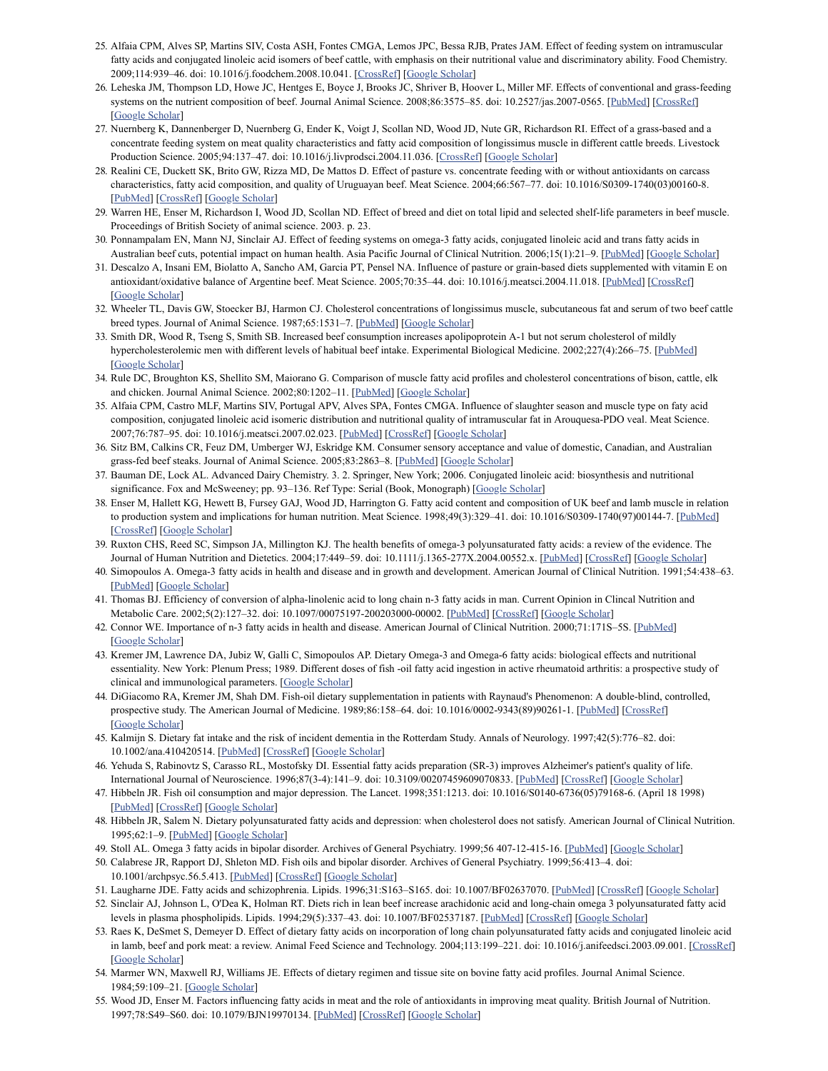25. Alfaia CPM, Alves SP, Martins SIV, Costa ASH, Fontes CMGA, Lemos JPC, Bessa RJB, Prates JAM. Effect of feeding system on intramuscular fatty acids and conjugated linoleic acid isomers of beef cattle, with emphasis on their nutritional value and discriminatory ability. Food Chemistry. 2009;114:939–46. doi: 10.1016/j.foodchem.2008.10.041. [CrossRef] [Google Scholar]
26. Leheska JM, Thompson LD, Howe JC, Hentges E, Boyce J, Brooks JC, Shriver B, Hoover L, Miller MF. Effects of conventional and grass-feeding systems on the nutrient composition of beef. Journal Animal Science. 2008;86:3575–85. doi: 10.2527/jas.2007-0565. [PubMed] [CrossRef] [Google Scholar]
27. Nuernberg K, Dannenberger D, Nuernberg G, Ender K, Voigt J, Scollan ND, Wood JD, Nute GR, Richardson RI. Effect of a grass-based and a concentrate feeding system on meat quality characteristics and fatty acid composition of longissimus muscle in different cattle breeds. Livestock Production Science. 2005;94:137–47. doi: 10.1016/j.livprodsci.2004.11.036. [CrossRef] [Google Scholar]
28. Realini CE, Duckett SK, Brito GW, Rizza MD, De Mattos D. Effect of pasture vs. concentrate feeding with or without antioxidants on carcass characteristics, fatty acid composition, and quality of Uruguayan beef. Meat Science. 2004;66:567–77. doi: 10.1016/S0309-1740(03)00160-8. [PubMed] [CrossRef] [Google Scholar]
29. Warren HE, Enser M, Richardson I, Wood JD, Scollan ND. Effect of breed and diet on total lipid and selected shelf-life parameters in beef muscle. Proceedings of British Society of animal science. 2003. p. 23.
30. Ponnampalam EN, Mann NJ, Sinclair AJ. Effect of feeding systems on omega-3 fatty acids, conjugated linoleic acid and trans fatty acids in Australian beef cuts, potential impact on human health. Asia Pacific Journal of Clinical Nutrition. 2006;15(1):21–9. [PubMed] [Google Scholar]
31. Descalzo A, Insani EM, Biolatto A, Sancho AM, Garcia PT, Pensel NA. Influence of pasture or grain-based diets supplemented with vitamin E on antioxidant/oxidative balance of Argentine beef. Meat Science. 2005;70:35–44. doi: 10.1016/j.meatsci.2004.11.018. [PubMed] [CrossRef] [Google Scholar]
32. Wheeler TL, Davis GW, Stoecker BJ, Harmon CJ. Cholesterol concentrations of longissimus muscle, subcutaneous fat and serum of two beef cattle breed types. Journal of Animal Science. 1987;65:1531–7. [PubMed] [Google Scholar]
33. Smith DR, Wood R, Tseng S, Smith SB. Increased beef consumption increases apolipoprotein A-1 but not serum cholesterol of mildly hypercholesterolemic men with different levels of habitual beef intake. Experimental Biological Medicine. 2002;227(4):266–75. [PubMed] [Google Scholar]
34. Rule DC, Broughton KS, Shellito SM, Maiorano G. Comparison of muscle fatty acid profiles and cholesterol concentrations of bison, cattle, elk and chicken. Journal Animal Science. 2002;80:1202–11. [PubMed] [Google Scholar]
35. Alfaia CPM, Castro MLF, Martins SIV, Portugal APV, Alves SPA, Fontes CMGA. Influence of slaughter season and muscle type on faty acid composition, conjugated linoleic acid isomeric distribution and nutritional quality of intramuscular fat in Arouquesa-PDO veal. Meat Science. 2007;76:787–95. doi: 10.1016/j.meatsci.2007.02.023. [PubMed] [CrossRef] [Google Scholar]
36. Sitz BM, Calkins CR, Feuz DM, Umberger WJ, Eskridge KM. Consumer sensory acceptance and value of domestic, Canadian, and Australian grass-fed beef steaks. Journal of Animal Science. 2005;83:2863–8. [PubMed] [Google Scholar]
37. Bauman DE, Lock AL. Advanced Dairy Chemistry. 3. 2. Springer, New York; 2006. Conjugated linoleic acid: biosynthesis and nutritional significance. Fox and McSweeney; pp. 93–136. Ref Type: Serial (Book, Monograph) [Google Scholar]
38. Enser M, Hallett KG, Hewett B, Fursey GAJ, Wood JD, Harrington G. Fatty acid content and composition of UK beef and lamb muscle in relation to production system and implications for human nutrition. Meat Science. 1998;49(3):329–41. doi: 10.1016/S0309-1740(97)00144-7. [PubMed] [CrossRef] [Google Scholar]
39. Ruxton CHS, Reed SC, Simpson JA, Millington KJ. The health benefits of omega-3 polyunsaturated fatty acids: a review of the evidence. The Journal of Human Nutrition and Dietetics. 2004;17:449–59. doi: 10.1111/j.1365-277X.2004.00552.x. [PubMed] [CrossRef] [Google Scholar]
40. Simopoulos A. Omega-3 fatty acids in health and disease and in growth and development. American Journal of Clinical Nutrition. 1991;54:438–63. [PubMed] [Google Scholar]
41. Thomas BJ. Efficiency of conversion of alpha-linolenic acid to long chain n-3 fatty acids in man. Current Opinion in Clincal Nutrition and Metabolic Care. 2002;5(2):127–32. doi: 10.1097/00075197-200203000-00002. [PubMed] [CrossRef] [Google Scholar]
42. Connor WE. Importance of n-3 fatty acids in health and disease. American Journal of Clinical Nutrition. 2000;71:171S–5S. [PubMed] [Google Scholar]
43. Kremer JM, Lawrence DA, Jubiz W, Galli C, Simopoulos AP. Dietary Omega-3 and Omega-6 fatty acids: biological effects and nutritional essentiality. New York: Plenum Press; 1989. Different doses of fish -oil fatty acid ingestion in active rheumatoid arthritis: a prospective study of clinical and immunological parameters. [Google Scholar]
44. DiGiacomo RA, Kremer JM, Shah DM. Fish-oil dietary supplementation in patients with Raynaud's Phenomenon: A double-blind, controlled, prospective study. The American Journal of Medicine. 1989;86:158–64. doi: 10.1016/0002-9343(89)90261-1. [PubMed] [CrossRef] [Google Scholar]
45. Kalmijn S. Dietary fat intake and the risk of incident dementia in the Rotterdam Study. Annals of Neurology. 1997;42(5):776–82. doi: 10.1002/ana.410420514. [PubMed] [CrossRef] [Google Scholar]
46. Yehuda S, Rabinovtz S, Carasso RL, Mostofsky DI. Essential fatty acids preparation (SR-3) improves Alzheimer's patient's quality of life. International Journal of Neuroscience. 1996;87(3-4):141–9. doi: 10.3109/00207459609070833. [PubMed] [CrossRef] [Google Scholar]
47. Hibbeln JR. Fish oil consumption and major depression. The Lancet. 1998;351:1213. doi: 10.1016/S0140-6736(05)79168-6. (April 18 1998) [PubMed] [CrossRef] [Google Scholar]
48. Hibbeln JR, Salem N. Dietary polyunsaturated fatty acids and depression: when cholesterol does not satisfy. American Journal of Clinical Nutrition. 1995;62:1–9. [PubMed] [Google Scholar]
49. Stoll AL. Omega 3 fatty acids in bipolar disorder. Archives of General Psychiatry. 1999;56 407-12-415-16. [PubMed] [Google Scholar]
50. Calabrese JR, Rapport DJ, Shelton MD. Fish oils and bipolar disorder. Archives of General Psychiatry. 1999;56:413–4. doi: 10.1001/archpsyc.56.5.413. [PubMed] [CrossRef] [Google Scholar]
51. Laugharne JDE. Fatty acids and schizophrenia. Lipids. 1996;31:S163–S165. doi: 10.1007/BF02637070. [PubMed] [CrossRef] [Google Scholar]
52. Sinclair AJ, Johnson L, O'Dea K, Holman RT. Diets rich in lean beef increase arachidonic acid and long-chain omega 3 polyunsaturated fatty acid levels in plasma phospholipids. Lipids. 1994;29(5):337–43. doi: 10.1007/BF02537187. [PubMed] [CrossRef] [Google Scholar]
53. Raes K, DeSmet S, Demeyer D. Effect of dietary fatty acids on incorporation of long chain polyunsaturated fatty acids and conjugated linoleic acid in lamb, beef and pork meat: a review. Animal Feed Science and Technology. 2004;113:199–221. doi: 10.1016/j.anifeedsci.2003.09.001. [CrossRef] [Google Scholar]
54. Marmer WN, Maxwell RJ, Williams JE. Effects of dietary regimen and tissue site on bovine fatty acid profiles. Journal Animal Science. 1984;59:109–21. [Google Scholar]
55. Wood JD, Enser M. Factors influencing fatty acids in meat and the role of antioxidants in improving meat quality. British Journal of Nutrition. 1997;78:S49–S60. doi: 10.1079/BJN19970134. [PubMed] [CrossRef] [Google Scholar]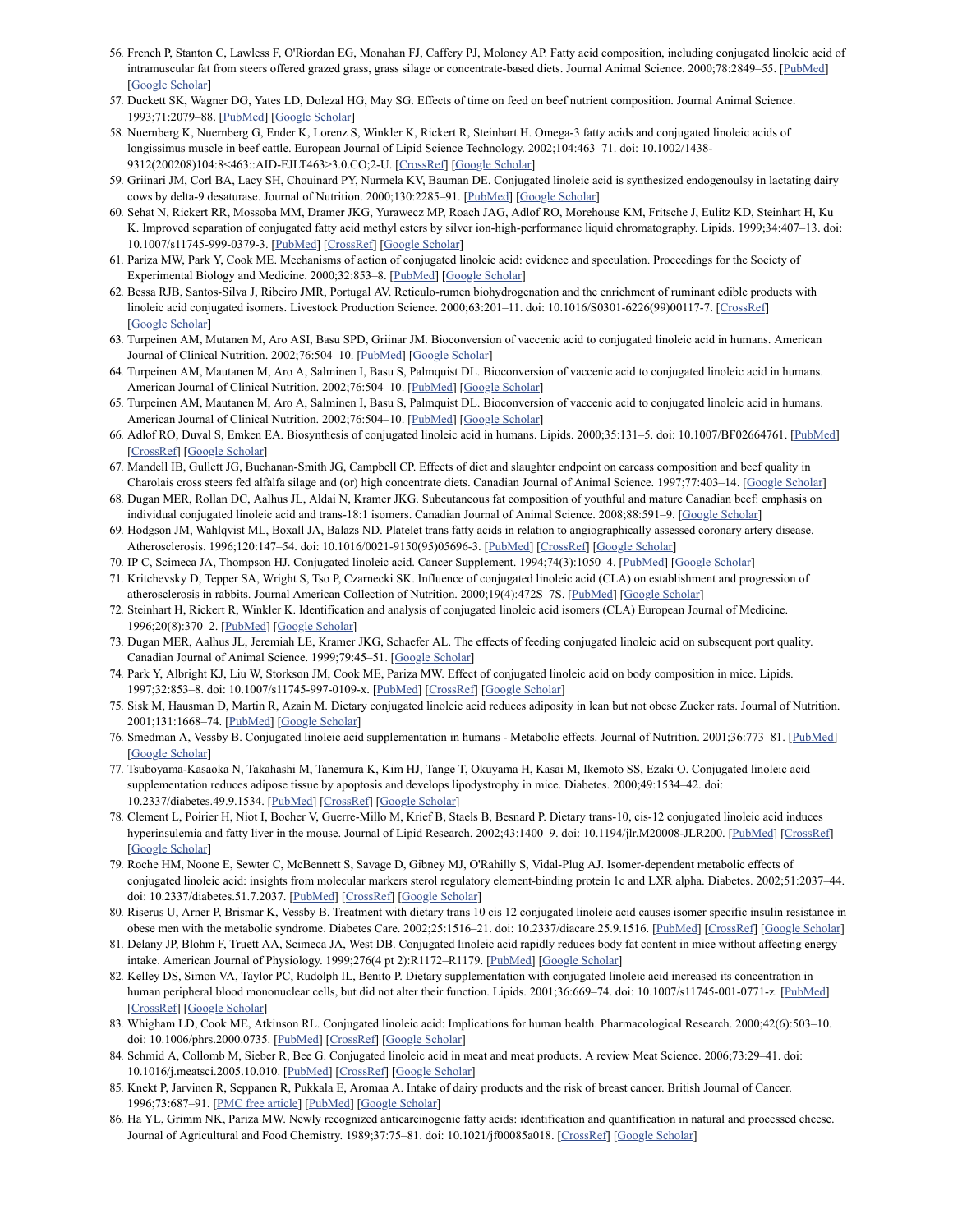56. French P, Stanton C, Lawless F, O'Riordan EG, Monahan FJ, Caffery PJ, Moloney AP. Fatty acid composition, including conjugated linoleic acid of intramuscular fat from steers offered grazed grass, grass silage or concentrate-based diets. Journal Animal Science. 2000;78:2849–55. [PubMed] [Google Scholar]
57. Duckett SK, Wagner DG, Yates LD, Dolezal HG, May SG. Effects of time on feed on beef nutrient composition. Journal Animal Science. 1993;71:2079–88. [PubMed] [Google Scholar]
58. Nuernberg K, Nuernberg G, Ender K, Lorenz S, Winkler K, Rickert R, Steinhart H. Omega-3 fatty acids and conjugated linoleic acids of longissimus muscle in beef cattle. European Journal of Lipid Science Technology. 2002;104:463–71. doi: 10.1002/1438-9312(200208)104:8<463::AID-EJLT463>3.0.CO;2-U. [CrossRef] [Google Scholar]
59. Griinari JM, Corl BA, Lacy SH, Chouinard PY, Nurmela KV, Bauman DE. Conjugated linoleic acid is synthesized endogenoulsy in lactating dairy cows by delta-9 desaturase. Journal of Nutrition. 2000;130:2285–91. [PubMed] [Google Scholar]
60. Sehat N, Rickert RR, Mossoba MM, Dramer JKG, Yurawecz MP, Roach JAG, Adlof RO, Morehouse KM, Fritsche J, Eulitz KD, Steinhart H, Ku K. Improved separation of conjugated fatty acid methyl esters by silver ion-high-performance liquid chromatography. Lipids. 1999;34:407–13. doi: 10.1007/s11745-999-0379-3. [PubMed] [CrossRef] [Google Scholar]
61. Pariza MW, Park Y, Cook ME. Mechanisms of action of conjugated linoleic acid: evidence and speculation. Proceedings for the Society of Experimental Biology and Medicine. 2000;32:853–8. [PubMed] [Google Scholar]
62. Bessa RJB, Santos-Silva J, Ribeiro JMR, Portugal AV. Reticulo-rumen biohydrogenation and the enrichment of ruminant edible products with linoleic acid conjugated isomers. Livestock Production Science. 2000;63:201–11. doi: 10.1016/S0301-6226(99)00117-7. [CrossRef] [Google Scholar]
63. Turpeinen AM, Mutanen M, Aro ASI, Basu SPD, Griinar JM. Bioconversion of vaccenic acid to conjugated linoleic acid in humans. American Journal of Clinical Nutrition. 2002;76:504–10. [PubMed] [Google Scholar]
64. Turpeinen AM, Mautanen M, Aro A, Salminen I, Basu S, Palmquist DL. Bioconversion of vaccenic acid to conjugated linoleic acid in humans. American Journal of Clinical Nutrition. 2002;76:504–10. [PubMed] [Google Scholar]
65. Turpeinen AM, Mautanen M, Aro A, Salminen I, Basu S, Palmquist DL. Bioconversion of vaccenic acid to conjugated linoleic acid in humans. American Journal of Clinical Nutrition. 2002;76:504–10. [PubMed] [Google Scholar]
66. Adlof RO, Duval S, Emken EA. Biosynthesis of conjugated linoleic acid in humans. Lipids. 2000;35:131–5. doi: 10.1007/BF02664761. [PubMed] [CrossRef] [Google Scholar]
67. Mandell IB, Gullett JG, Buchanan-Smith JG, Campbell CP. Effects of diet and slaughter endpoint on carcass composition and beef quality in Charolais cross steers fed alfalfa silage and (or) high concentrate diets. Canadian Journal of Animal Science. 1997;77:403–14. [Google Scholar]
68. Dugan MER, Rollan DC, Aalhus JL, Aldai N, Kramer JKG. Subcutaneous fat composition of youthful and mature Canadian beef: emphasis on individual conjugated linoleic acid and trans-18:1 isomers. Canadian Journal of Animal Science. 2008;88:591–9. [Google Scholar]
69. Hodgson JM, Wahlqvist ML, Boxall JA, Balazs ND. Platelet trans fatty acids in relation to angiographically assessed coronary artery disease. Atherosclerosis. 1996;120:147–54. doi: 10.1016/0021-9150(95)05696-3. [PubMed] [CrossRef] [Google Scholar]
70. IP C, Scimeca JA, Thompson HJ. Conjugated linoleic acid. Cancer Supplement. 1994;74(3):1050–4. [PubMed] [Google Scholar]
71. Kritchevsky D, Tepper SA, Wright S, Tso P, Czarnecki SK. Influence of conjugated linoleic acid (CLA) on establishment and progression of atherosclerosis in rabbits. Journal American Collection of Nutrition. 2000;19(4):472S–7S. [PubMed] [Google Scholar]
72. Steinhart H, Rickert R, Winkler K. Identification and analysis of conjugated linoleic acid isomers (CLA) European Journal of Medicine. 1996;20(8):370–2. [PubMed] [Google Scholar]
73. Dugan MER, Aalhus JL, Jeremiah LE, Kramer JKG, Schaefer AL. The effects of feeding conjugated linoleic acid on subsequent port quality. Canadian Journal of Animal Science. 1999;79:45–51. [Google Scholar]
74. Park Y, Albright KJ, Liu W, Storkson JM, Cook ME, Pariza MW. Effect of conjugated linoleic acid on body composition in mice. Lipids. 1997;32:853–8. doi: 10.1007/s11745-997-0109-x. [PubMed] [CrossRef] [Google Scholar]
75. Sisk M, Hausman D, Martin R, Azain M. Dietary conjugated linoleic acid reduces adiposity in lean but not obese Zucker rats. Journal of Nutrition. 2001;131:1668–74. [PubMed] [Google Scholar]
76. Smedman A, Vessby B. Conjugated linoleic acid supplementation in humans - Metabolic effects. Journal of Nutrition. 2001;36:773–81. [PubMed] [Google Scholar]
77. Tsuboyama-Kasaoka N, Takahashi M, Tanemura K, Kim HJ, Tange T, Okuyama H, Kasai M, Ikemoto SS, Ezaki O. Conjugated linoleic acid supplementation reduces adipose tissue by apoptosis and develops lipodystrophy in mice. Diabetes. 2000;49:1534–42. doi: 10.2337/diabetes.49.9.1534. [PubMed] [CrossRef] [Google Scholar]
78. Clement L, Poirier H, Niot I, Bocher V, Guerre-Millo M, Krief B, Staels B, Besnard P. Dietary trans-10, cis-12 conjugated linoleic acid induces hyperinsulemia and fatty liver in the mouse. Journal of Lipid Research. 2002;43:1400–9. doi: 10.1194/jlr.M20008-JLR200. [PubMed] [CrossRef] [Google Scholar]
79. Roche HM, Noone E, Sewter C, McBennett S, Savage D, Gibney MJ, O'Rahilly S, Vidal-Plug AJ. Isomer-dependent metabolic effects of conjugated linoleic acid: insights from molecular markers sterol regulatory element-binding protein 1c and LXR alpha. Diabetes. 2002;51:2037–44. doi: 10.2337/diabetes.51.7.2037. [PubMed] [CrossRef] [Google Scholar]
80. Riserus U, Arner P, Brismar K, Vessby B. Treatment with dietary trans 10 cis 12 conjugated linoleic acid causes isomer specific insulin resistance in obese men with the metabolic syndrome. Diabetes Care. 2002;25:1516–21. doi: 10.2337/diacare.25.9.1516. [PubMed] [CrossRef] [Google Scholar]
81. Delany JP, Blohm F, Truett AA, Scimeca JA, West DB. Conjugated linoleic acid rapidly reduces body fat content in mice without affecting energy intake. American Journal of Physiology. 1999;276(4 pt 2):R1172–R1179. [PubMed] [Google Scholar]
82. Kelley DS, Simon VA, Taylor PC, Rudolph IL, Benito P. Dietary supplementation with conjugated linoleic acid increased its concentration in human peripheral blood mononuclear cells, but did not alter their function. Lipids. 2001;36:669–74. doi: 10.1007/s11745-001-0771-z. [PubMed] [CrossRef] [Google Scholar]
83. Whigham LD, Cook ME, Atkinson RL. Conjugated linoleic acid: Implications for human health. Pharmacological Research. 2000;42(6):503–10. doi: 10.1006/phrs.2000.0735. [PubMed] [CrossRef] [Google Scholar]
84. Schmid A, Collomb M, Sieber R, Bee G. Conjugated linoleic acid in meat and meat products. A review Meat Science. 2006;73:29–41. doi: 10.1016/j.meatsci.2005.10.010. [PubMed] [CrossRef] [Google Scholar]
85. Knekt P, Jarvinen R, Seppanen R, Pukkala E, Aromaa A. Intake of dairy products and the risk of breast cancer. British Journal of Cancer. 1996;73:687–91. [PMC free article] [PubMed] [Google Scholar]
86. Ha YL, Grimm NK, Pariza MW. Newly recognized anticarcinogenic fatty acids: identification and quantification in natural and processed cheese. Journal of Agricultural and Food Chemistry. 1989;37:75–81. doi: 10.1021/jf00085a018. [CrossRef] [Google Scholar]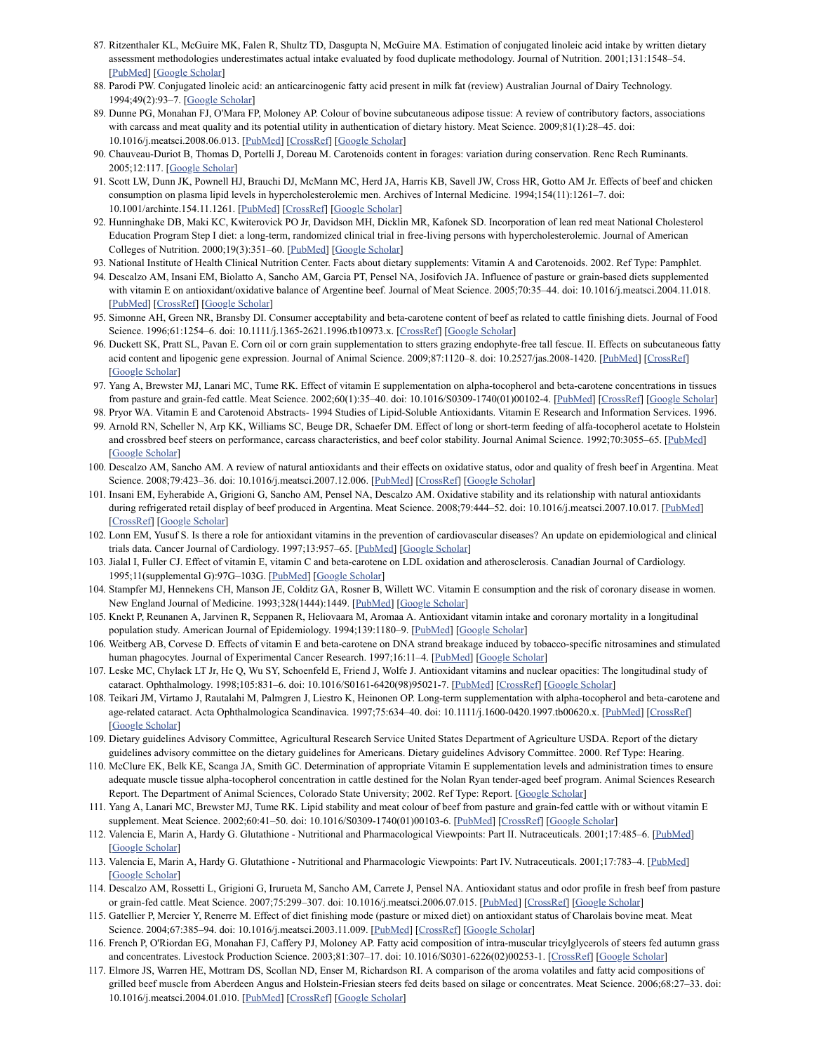87. Ritzenthaler KL, McGuire MK, Falen R, Shultz TD, Dasgupta N, McGuire MA. Estimation of conjugated linoleic acid intake by written dietary assessment methodologies underestimates actual intake evaluated by food duplicate methodology. Journal of Nutrition. 2001;131:1548–54. [PubMed] [Google Scholar]
88. Parodi PW. Conjugated linoleic acid: an anticarcinogenic fatty acid present in milk fat (review) Australian Journal of Dairy Technology. 1994;49(2):93–7. [Google Scholar]
89. Dunne PG, Monahan FJ, O'Mara FP, Moloney AP. Colour of bovine subcutaneous adipose tissue: A review of contributory factors, associations with carcass and meat quality and its potential utility in authentication of dietary history. Meat Science. 2009;81(1):28–45. doi: 10.1016/j.meatsci.2008.06.013. [PubMed] [CrossRef] [Google Scholar]
90. Chauveau-Duriot B, Thomas D, Portelli J, Doreau M. Carotenoids content in forages: variation during conservation. Renc Rech Ruminants. 2005;12:117. [Google Scholar]
91. Scott LW, Dunn JK, Pownell HJ, Brauchi DJ, McMann MC, Herd JA, Harris KB, Savell JW, Cross HR, Gotto AM Jr. Effects of beef and chicken consumption on plasma lipid levels in hypercholesterolemic men. Archives of Internal Medicine. 1994;154(11):1261–7. doi: 10.1001/archinte.154.11.1261. [PubMed] [CrossRef] [Google Scholar]
92. Hunninghake DB, Maki KC, Kwiterovick PO Jr, Davidson MH, Dicklin MR, Kafonek SD. Incorporation of lean red meat National Cholesterol Education Program Step I diet: a long-term, randomized clinical trial in free-living persons with hypercholesterolemic. Journal of American Colleges of Nutrition. 2000;19(3):351–60. [PubMed] [Google Scholar]
93. National Institute of Health Clinical Nutrition Center. Facts about dietary supplements: Vitamin A and Carotenoids. 2002. Ref Type: Pamphlet.
94. Descalzo AM, Insani EM, Biolatto A, Sancho AM, Garcia PT, Pensel NA, Josifovich JA. Influence of pasture or grain-based diets supplemented with vitamin E on antioxidant/oxidative balance of Argentine beef. Journal of Meat Science. 2005;70:35–44. doi: 10.1016/j.meatsci.2004.11.018. [PubMed] [CrossRef] [Google Scholar]
95. Simonne AH, Green NR, Bransby DI. Consumer acceptability and beta-carotene content of beef as related to cattle finishing diets. Journal of Food Science. 1996;61:1254–6. doi: 10.1111/j.1365-2621.1996.tb10973.x. [CrossRef] [Google Scholar]
96. Duckett SK, Pratt SL, Pavan E. Corn oil or corn grain supplementation to stters grazing endophyte-free tall fescue. II. Effects on subcutaneous fatty acid content and lipogenic gene expression. Journal of Animal Science. 2009;87:1120–8. doi: 10.2527/jas.2008-1420. [PubMed] [CrossRef] [Google Scholar]
97. Yang A, Brewster MJ, Lanari MC, Tume RK. Effect of vitamin E supplementation on alpha-tocopherol and beta-carotene concentrations in tissues from pasture and grain-fed cattle. Meat Science. 2002;60(1):35–40. doi: 10.1016/S0309-1740(01)00102-4. [PubMed] [CrossRef] [Google Scholar]
98. Pryor WA. Vitamin E and Carotenoid Abstracts- 1994 Studies of Lipid-Soluble Antioxidants. Vitamin E Research and Information Services. 1996.
99. Arnold RN, Scheller N, Arp KK, Williams SC, Beuge DR, Schaefer DM. Effect of long or short-term feeding of alfa-tocopherol acetate to Holstein and crossbred beef steers on performance, carcass characteristics, and beef color stability. Journal Animal Science. 1992;70:3055–65. [PubMed] [Google Scholar]
100. Descalzo AM, Sancho AM. A review of natural antioxidants and their effects on oxidative status, odor and quality of fresh beef in Argentina. Meat Science. 2008;79:423–36. doi: 10.1016/j.meatsci.2007.12.006. [PubMed] [CrossRef] [Google Scholar]
101. Insani EM, Eyherabide A, Grigioni G, Sancho AM, Pensel NA, Descalzo AM. Oxidative stability and its relationship with natural antioxidants during refrigerated retail display of beef produced in Argentina. Meat Science. 2008;79:444–52. doi: 10.1016/j.meatsci.2007.10.017. [PubMed] [CrossRef] [Google Scholar]
102. Lonn EM, Yusuf S. Is there a role for antioxidant vitamins in the prevention of cardiovascular diseases? An update on epidemiological and clinical trials data. Cancer Journal of Cardiology. 1997;13:957–65. [PubMed] [Google Scholar]
103. Jialal I, Fuller CJ. Effect of vitamin E, vitamin C and beta-carotene on LDL oxidation and atherosclerosis. Canadian Journal of Cardiology. 1995;11(supplemental G):97G–103G. [PubMed] [Google Scholar]
104. Stampfer MJ, Hennekens CH, Manson JE, Colditz GA, Rosner B, Willett WC. Vitamin E consumption and the risk of coronary disease in women. New England Journal of Medicine. 1993;328(1444):1449. [PubMed] [Google Scholar]
105. Knekt P, Reunanen A, Jarvinen R, Seppanen R, Heliovaara M, Aromaa A. Antioxidant vitamin intake and coronary mortality in a longitudinal population study. American Journal of Epidemiology. 1994;139:1180–9. [PubMed] [Google Scholar]
106. Weitberg AB, Corvese D. Effects of vitamin E and beta-carotene on DNA strand breakage induced by tobacco-specific nitrosamines and stimulated human phagocytes. Journal of Experimental Cancer Research. 1997;16:11–4. [PubMed] [Google Scholar]
107. Leske MC, Chylack LT Jr, He Q, Wu SY, Schoenfeld E, Friend J, Wolfe J. Antioxidant vitamins and nuclear opacities: The longitudinal study of cataract. Ophthalmology. 1998;105:831–6. doi: 10.1016/S0161-6420(98)95021-7. [PubMed] [CrossRef] [Google Scholar]
108. Teikari JM, Virtamo J, Rautalahi M, Palmgren J, Liestro K, Heinonen OP. Long-term supplementation with alpha-tocopherol and beta-carotene and age-related cataract. Acta Ophthalmologica Scandinavica. 1997;75:634–40. doi: 10.1111/j.1600-0420.1997.tb00620.x. [PubMed] [CrossRef] [Google Scholar]
109. Dietary guidelines Advisory Committee, Agricultural Research Service United States Department of Agriculture USDA. Report of the dietary guidelines advisory committee on the dietary guidelines for Americans. Dietary guidelines Advisory Committee. 2000. Ref Type: Hearing.
110. McClure EK, Belk KE, Scanga JA, Smith GC. Determination of appropriate Vitamin E supplementation levels and administration times to ensure adequate muscle tissue alpha-tocopherol concentration in cattle destined for the Nolan Ryan tender-aged beef program. Animal Sciences Research Report. The Department of Animal Sciences, Colorado State University; 2002. Ref Type: Report. [Google Scholar]
111. Yang A, Lanari MC, Brewster MJ, Tume RK. Lipid stability and meat colour of beef from pasture and grain-fed cattle with or without vitamin E supplement. Meat Science. 2002;60:41–50. doi: 10.1016/S0309-1740(01)00103-6. [PubMed] [CrossRef] [Google Scholar]
112. Valencia E, Marin A, Hardy G. Glutathione - Nutritional and Pharmacological Viewpoints: Part II. Nutraceuticals. 2001;17:485–6. [PubMed] [Google Scholar]
113. Valencia E, Marin A, Hardy G. Glutathione - Nutritional and Pharmacologic Viewpoints: Part IV. Nutraceuticals. 2001;17:783–4. [PubMed] [Google Scholar]
114. Descalzo AM, Rossetti L, Grigioni G, Irurueta M, Sancho AM, Carrete J, Pensel NA. Antioxidant status and odor profile in fresh beef from pasture or grain-fed cattle. Meat Science. 2007;75:299–307. doi: 10.1016/j.meatsci.2006.07.015. [PubMed] [CrossRef] [Google Scholar]
115. Gatellier P, Mercier Y, Renerre M. Effect of diet finishing mode (pasture or mixed diet) on antioxidant status of Charolais bovine meat. Meat Science. 2004;67:385–94. doi: 10.1016/j.meatsci.2003.11.009. [PubMed] [CrossRef] [Google Scholar]
116. French P, O'Riordan EG, Monahan FJ, Caffery PJ, Moloney AP. Fatty acid composition of intra-muscular tricylglycerols of steers fed autumn grass and concentrates. Livestock Production Science. 2003;81:307–17. doi: 10.1016/S0301-6226(02)00253-1. [CrossRef] [Google Scholar]
117. Elmore JS, Warren HE, Mottram DS, Scollan ND, Enser M, Richardson RI. A comparison of the aroma volatiles and fatty acid compositions of grilled beef muscle from Aberdeen Angus and Holstein-Friesian steers fed deits based on silage or concentrates. Meat Science. 2006;68:27–33. doi: 10.1016/j.meatsci.2004.01.010. [PubMed] [CrossRef] [Google Scholar]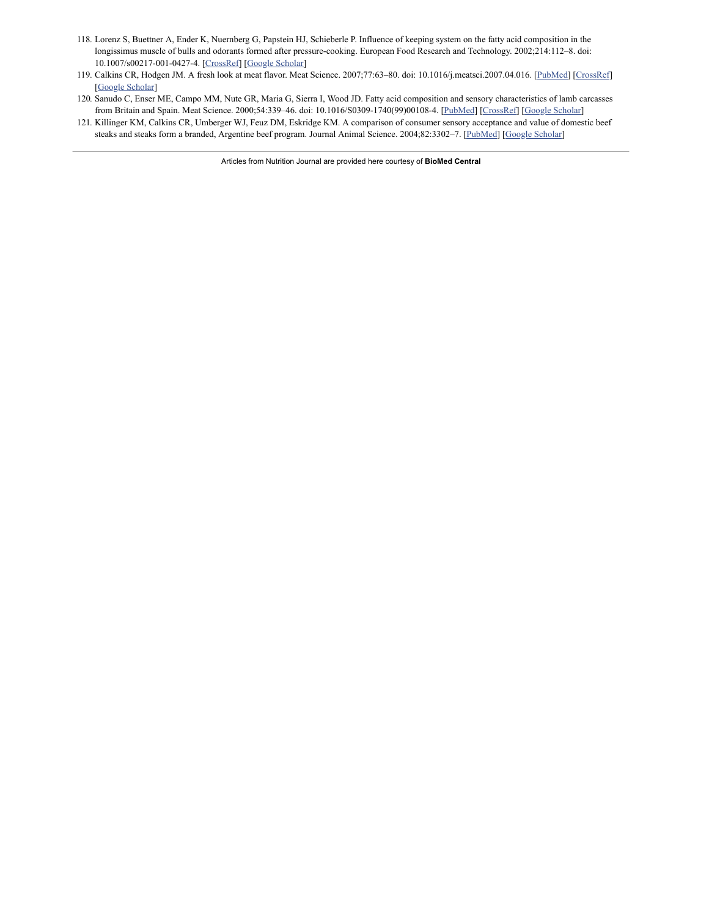118. Lorenz S, Buettner A, Ender K, Nuernberg G, Papstein HJ, Schieberle P. Influence of keeping system on the fatty acid composition in the longissimus muscle of bulls and odorants formed after pressure-cooking. European Food Research and Technology. 2002;214:112–8. doi: 10.1007/s00217-001-0427-4. [CrossRef] [Google Scholar]
119. Calkins CR, Hodgen JM. A fresh look at meat flavor. Meat Science. 2007;77:63–80. doi: 10.1016/j.meatsci.2007.04.016. [PubMed] [CrossRef] [Google Scholar]
120. Sanudo C, Enser ME, Campo MM, Nute GR, Maria G, Sierra I, Wood JD. Fatty acid composition and sensory characteristics of lamb carcasses from Britain and Spain. Meat Science. 2000;54:339–46. doi: 10.1016/S0309-1740(99)00108-4. [PubMed] [CrossRef] [Google Scholar]
121. Killinger KM, Calkins CR, Umberger WJ, Feuz DM, Eskridge KM. A comparison of consumer sensory acceptance and value of domestic beef steaks and steaks form a branded, Argentine beef program. Journal Animal Science. 2004;82:3302–7. [PubMed] [Google Scholar]

---

Articles from Nutrition Journal are provided here courtesy of **BioMed Central**